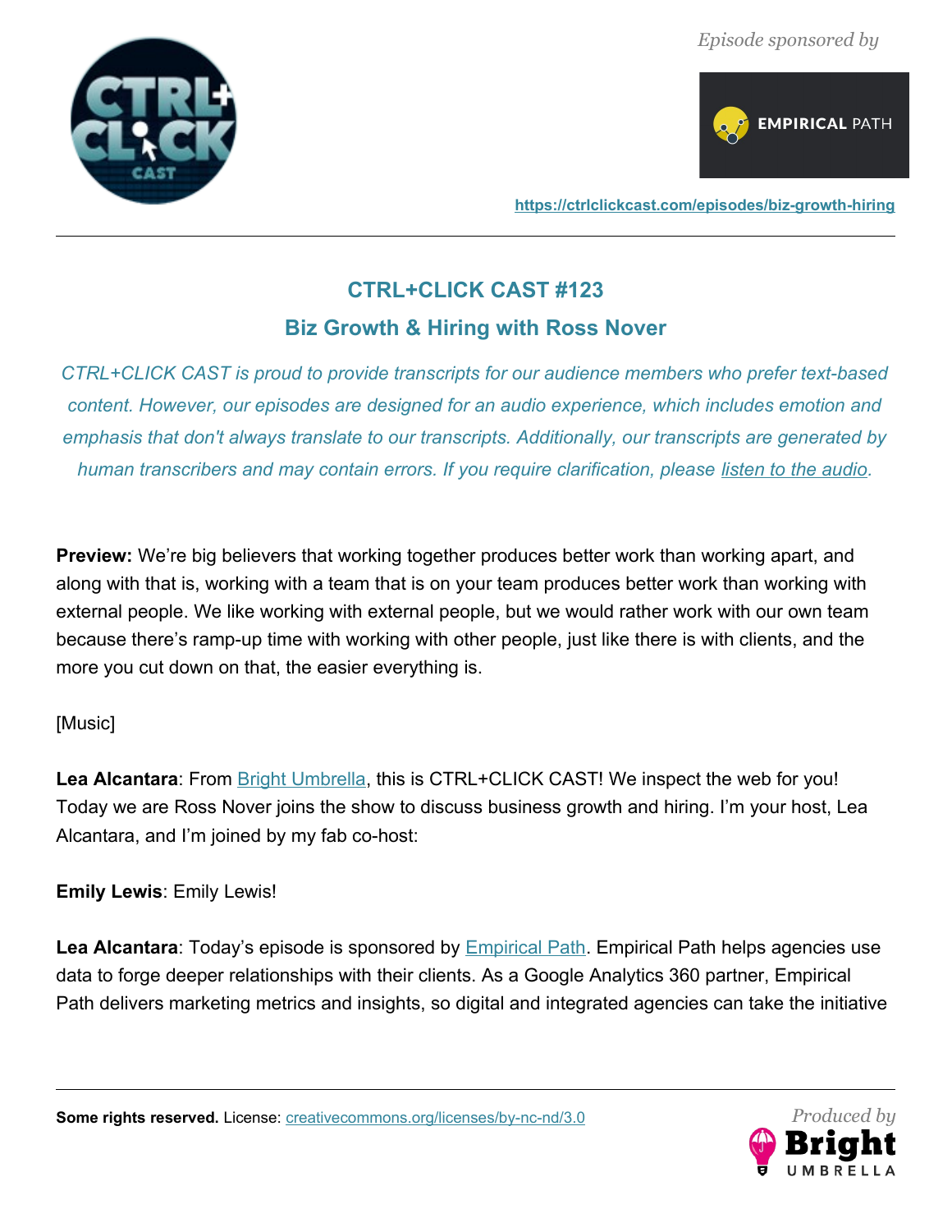*Episode sponsored by*

https://ctrlclickcast.com/episodes/biz-growth-hiring

## CTRL+CLICK CAST #123

## Biz Growth & Hiring with Ross Nover

*CTRL+CLICK CAST is proud to provide transcripts for our audience members who prefer text-based content. However, our episodes are designed for an audio experience, which includes emotion and emphasis that don't always translate to our transcripts. Additionally, our transcripts are generated by human transcribers and may contain errors. If you require clarification, please listen to the audio.*

**Preview:** We're big believers that working together produces better work than working apart, and along with that is, working with a team that is on your team produces better work than working with external people. We like working with external people, but we would rather work with our own team because there's ramp-up time with working with other people, just like there is with clients, and the more you cut down on that, the easier everything is.

[Music]

**Lea Alcantara**: From Bright Umbrella, this is CTRL+CLICK CAST! We inspect the web for you! Today we are Ross Nover joins the show to discuss business growth and hiring. I'm your host, Lea Alcantara, and I'm joined by my fab co-host:

**Emily Lewis**: Emily Lewis!

**Lea Alcantara**: Today's episode is sponsored by Empirical Path. Empirical Path helps agencies use data to forge deeper relationships with their clients. As a Google Analytics 360 partner, Empirical Path delivers marketing metrics and insights, so digital and integrated agencies can take the initiative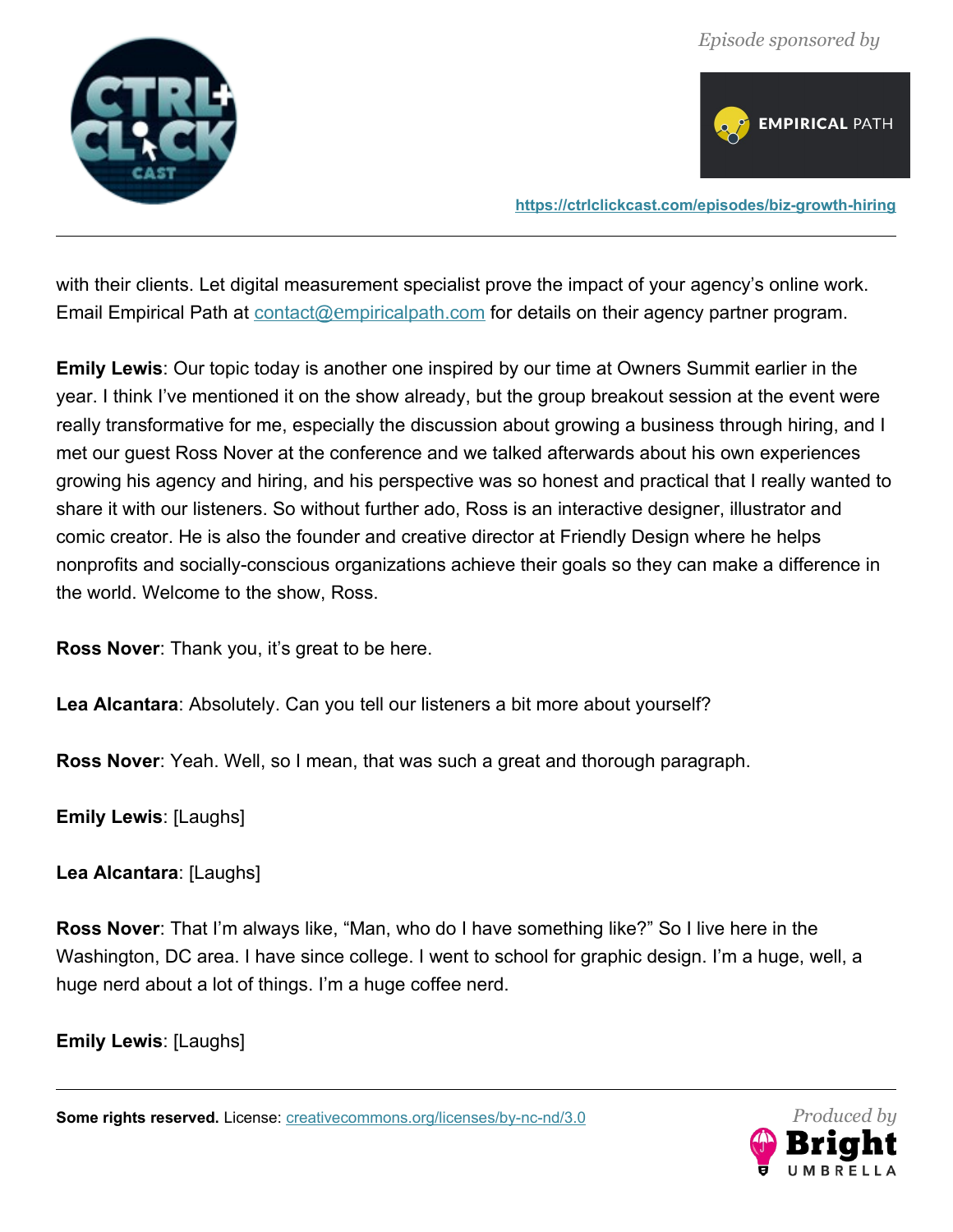with their clients. Let digital measurement specialist prove the impact of your agency's online work. Email Empirical Path at contact@empiricalpath.com for details on their agency partner program.

**Emily Lewis**: Our topic today is another one inspired by our time at Owners Summit earlier in the year. I think I've mentioned it on the show already, but the group breakout session at the event were really transformative for me, especially the discussion about growing a business through hiring, and I met our guest Ross Nover at the conference and we talked afterwards about his own experiences growing his agency and hiring, and his perspective was so honest and practical that I really wanted to share it with our listeners. So without further ado, Ross is an interactive designer, illustrator and comic creator. He is also the founder and creative director at Friendly Design where he helps nonprofits and socially-conscious organizations achieve their goals so they can make a difference in the world. Welcome to the show, Ross.

**Ross Nover**: Thank you, it's great to be here.

**Lea Alcantara**: Absolutely. Can you tell our listeners a bit more about yourself?

**Ross Nover**: Yeah. Well, so I mean, that was such a great and thorough paragraph.

**Emily Lewis**: [Laughs]

**Lea Alcantara**: [Laughs]

**Ross Nover**: That I'm always like, "Man, who do I have something like?" So I live here in the Washington, DC area. I have since college. I went to school for graphic design. I'm a huge, well, a huge nerd about a lot of things. I'm a huge coffee nerd.

**Emily Lewis**: [Laughs]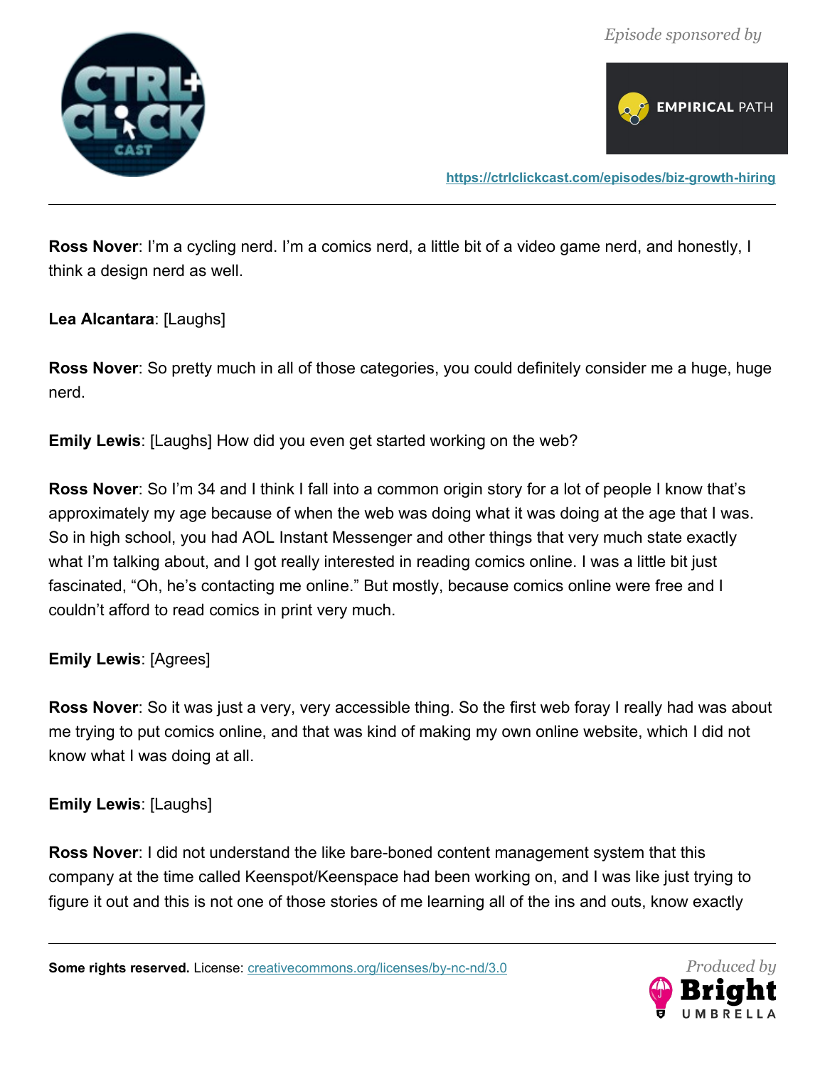**Ross Nover**: I'm a cycling nerd. I'm a comics nerd, a little bit of a video game nerd, and honestly, I think a design nerd as well.

**Lea Alcantara**: [Laughs]

**Ross Nover**: So pretty much in all of those categories, you could definitely consider me a huge, huge nerd.

**Emily Lewis**: [Laughs] How did you even get started working on the web?

**Ross Nover**: So I'm 34 and I think I fall into a common origin story for a lot of people I know that's approximately my age because of when the web was doing what it was doing at the age that I was. So in high school, you had AOL Instant Messenger and other things that very much state exactly what I'm talking about, and I got really interested in reading comics online. I was a little bit just fascinated, "Oh, he's contacting me online." But mostly, because comics online were free and I couldn't afford to read comics in print very much.

**Emily Lewis**: [Agrees]

**Ross Nover**: So it was just a very, very accessible thing. So the first web foray I really had was about me trying to put comics online, and that was kind of making my own online website, which I did not know what I was doing at all.

**Emily Lewis**: [Laughs]

**Ross Nover**: I did not understand the like bare-boned content management system that this company at the time called Keenspot/Keenspace had been working on, and I was like just trying to figure it out and this is not one of those stories of me learning all of the ins and outs, know exactly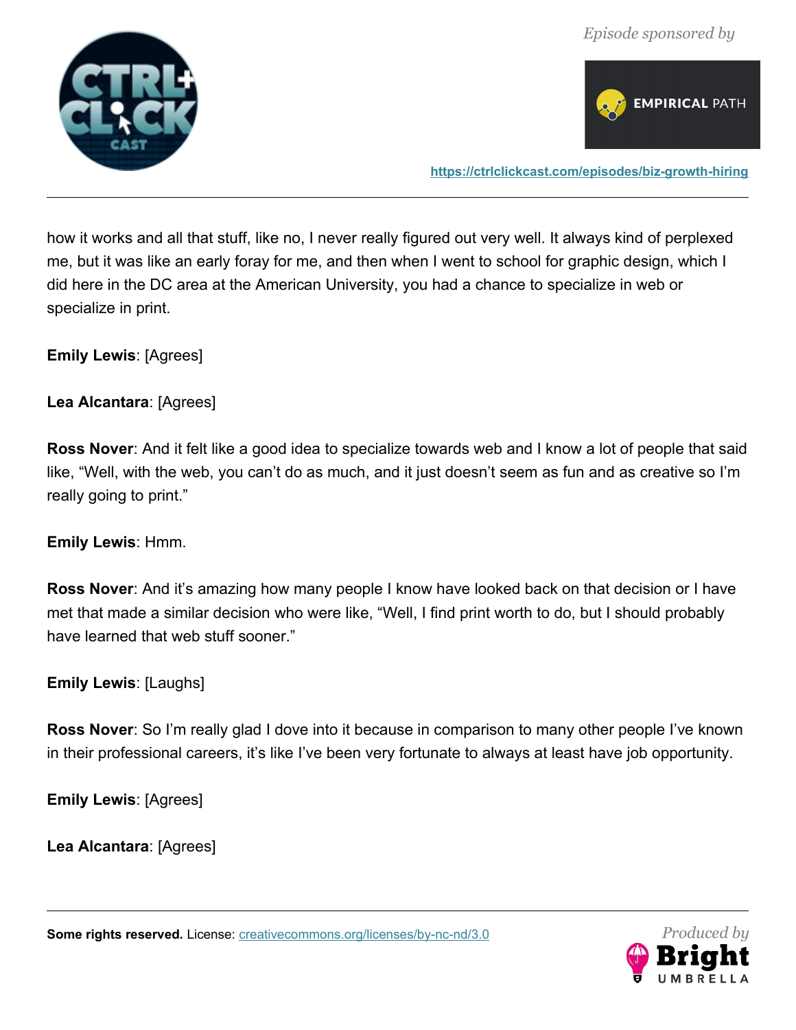how it works and all that stuff, like no, I never really figured out very well. It always kind of perplexed me, but it was like an early foray for me, and then when I went to school for graphic design, which I did here in the DC area at the American University, you had a chance to specialize in web or specialize in print.

**Emily Lewis**: [Agrees]

**Lea Alcantara**: [Agrees]

**Ross Nover**: And it felt like a good idea to specialize towards web and I know a lot of people that said like, "Well, with the web, you can't do as much, and it just doesn't seem as fun and as creative so I'm really going to print."

**Emily Lewis**: Hmm.

**Ross Nover**: And it's amazing how many people I know have looked back on that decision or I have met that made a similar decision who were like, "Well, I find print worth to do, but I should probably have learned that web stuff sooner."

**Emily Lewis**: [Laughs]

**Ross Nover**: So I'm really glad I dove into it because in comparison to many other people I've known in their professional careers, it's like I've been very fortunate to always at least have job opportunity.

**Emily Lewis**: [Agrees]

**Lea Alcantara**: [Agrees]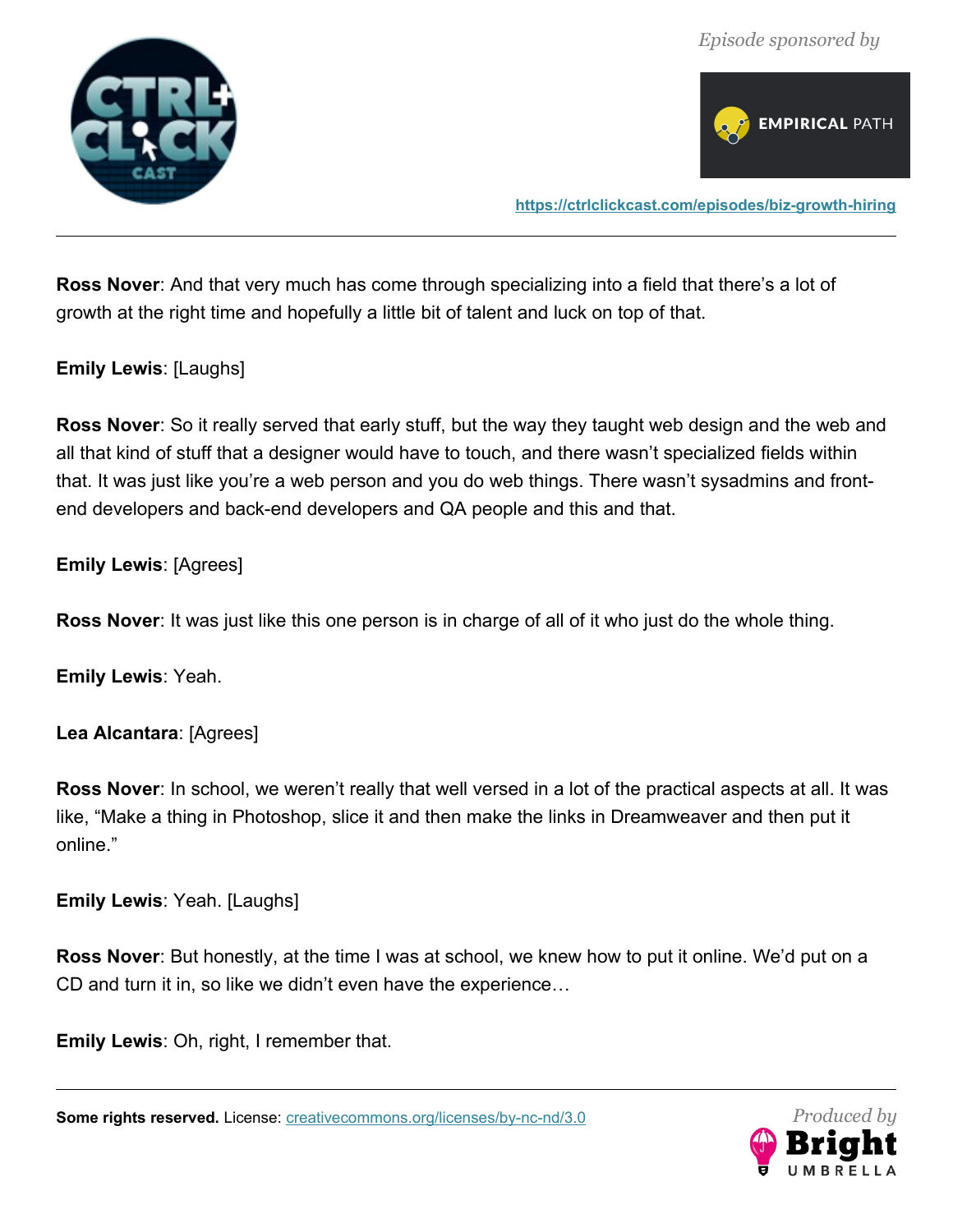**Ross Nover**: And that very much has come through specializing into a field that there's a lot of growth at the right time and hopefully a little bit of talent and luck on top of that.

**Emily Lewis**: [Laughs]

**Ross Nover**: So it really served that early stuff, but the way they taught web design and the web and all that kind of stuff that a designer would have to touch, and there wasn't specialized fields within that. It was just like you're a web person and you do web things. There wasn't sysadmins and front-end developers and back-end developers and QA people and this and that.

**Emily Lewis**: [Agrees]

**Ross Nover**: It was just like this one person is in charge of all of it who just do the whole thing.

**Emily Lewis**: Yeah.

**Lea Alcantara**: [Agrees]

**Ross Nover**: In school, we weren't really that well versed in a lot of the practical aspects at all. It was like, "Make a thing in Photoshop, slice it and then make the links in Dreamweaver and then put it online."

**Emily Lewis**: Yeah. [Laughs]

**Ross Nover**: But honestly, at the time I was at school, we knew how to put it online. We'd put on a CD and turn it in, so like we didn't even have the experience…

**Emily Lewis**: Oh, right, I remember that.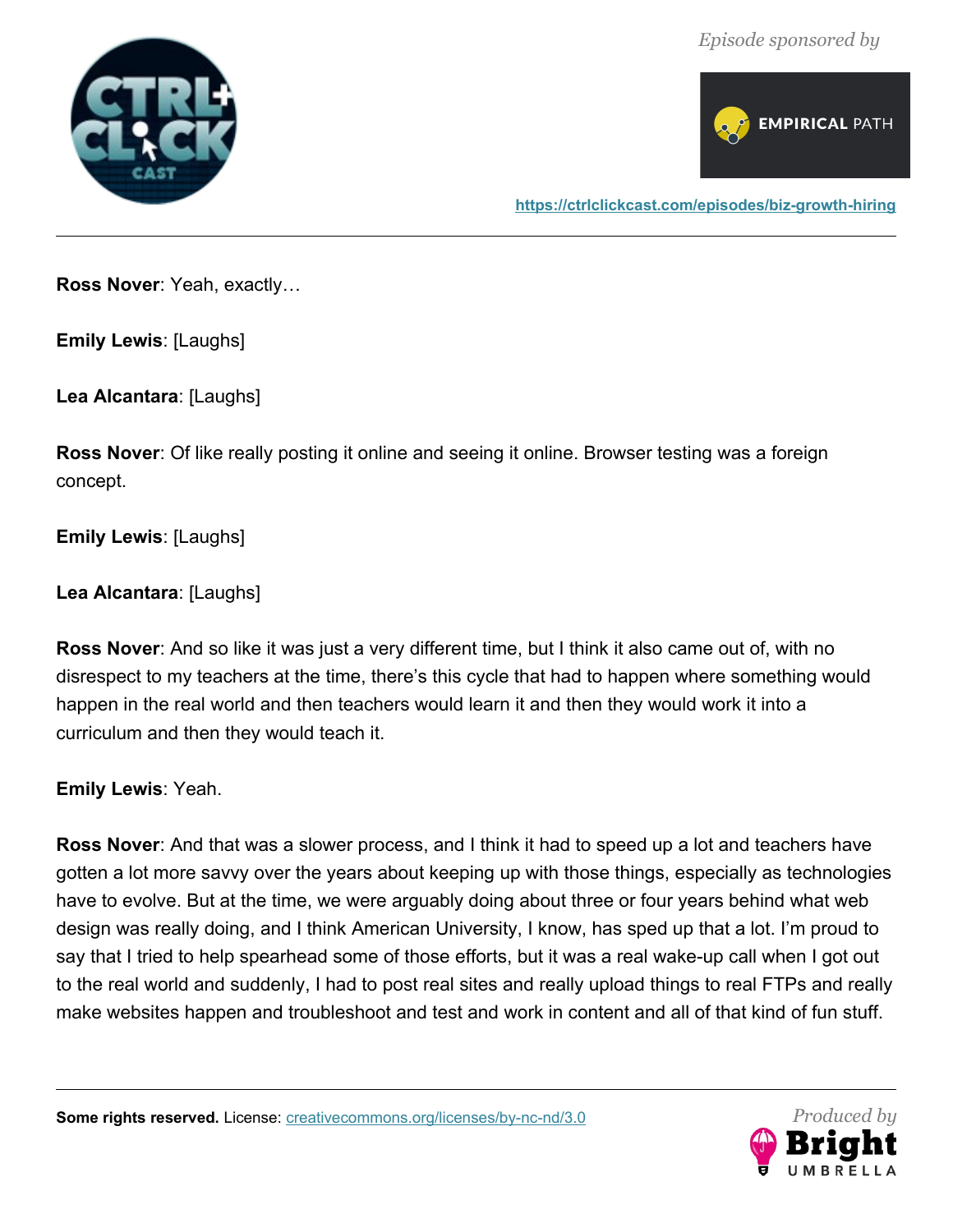**Ross Nover**: Yeah, exactly…

**Emily Lewis**: [Laughs]

**Lea Alcantara**: [Laughs]

**Ross Nover**: Of like really posting it online and seeing it online. Browser testing was a foreign concept.

**Emily Lewis**: [Laughs]

**Lea Alcantara**: [Laughs]

**Ross Nover**: And so like it was just a very different time, but I think it also came out of, with no disrespect to my teachers at the time, there's this cycle that had to happen where something would happen in the real world and then teachers would learn it and then they would work it into a curriculum and then they would teach it.

**Emily Lewis**: Yeah.

**Ross Nover**: And that was a slower process, and I think it had to speed up a lot and teachers have gotten a lot more savvy over the years about keeping up with those things, especially as technologies have to evolve. But at the time, we were arguably doing about three or four years behind what web design was really doing, and I think American University, I know, has sped up that a lot. I'm proud to say that I tried to help spearhead some of those efforts, but it was a real wake-up call when I got out to the real world and suddenly, I had to post real sites and really upload things to real FTPs and really make websites happen and troubleshoot and test and work in content and all of that kind of fun stuff.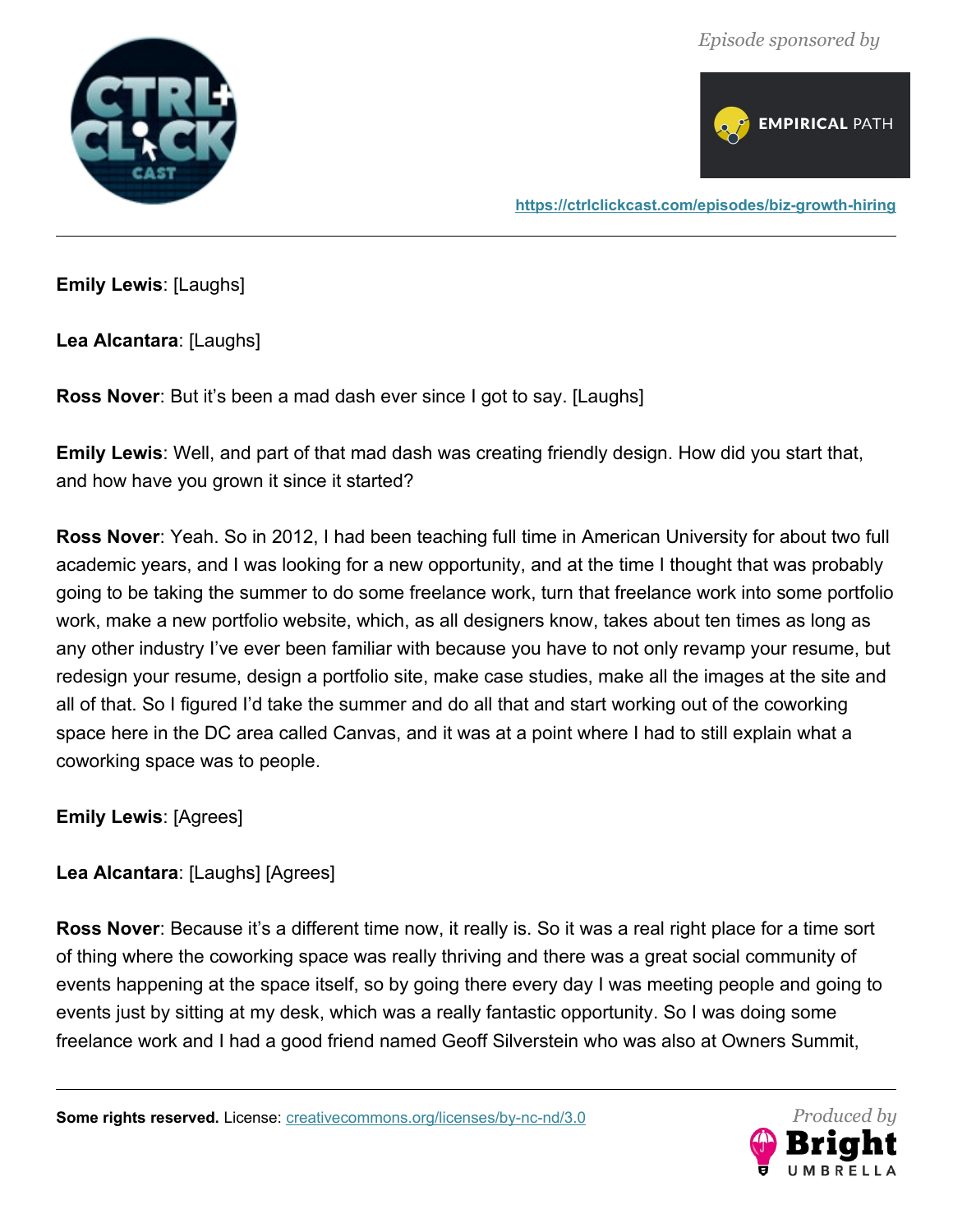**Emily Lewis**: [Laughs]

**Lea Alcantara**: [Laughs]

**Ross Nover**: But it's been a mad dash ever since I got to say. [Laughs]

**Emily Lewis**: Well, and part of that mad dash was creating friendly design. How did you start that, and how have you grown it since it started?

**Ross Nover**: Yeah. So in 2012, I had been teaching full time in American University for about two full academic years, and I was looking for a new opportunity, and at the time I thought that was probably going to be taking the summer to do some freelance work, turn that freelance work into some portfolio work, make a new portfolio website, which, as all designers know, takes about ten times as long as any other industry I've ever been familiar with because you have to not only revamp your resume, but redesign your resume, design a portfolio site, make case studies, make all the images at the site and all of that. So I figured I'd take the summer and do all that and start working out of the coworking space here in the DC area called Canvas, and it was at a point where I had to still explain what a coworking space was to people.

**Emily Lewis**: [Agrees]

**Lea Alcantara**: [Laughs] [Agrees]

**Ross Nover**: Because it's a different time now, it really is. So it was a real right place for a time sort of thing where the coworking space was really thriving and there was a great social community of events happening at the space itself, so by going there every day I was meeting people and going to events just by sitting at my desk, which was a really fantastic opportunity. So I was doing some freelance work and I had a good friend named Geoff Silverstein who was also at Owners Summit,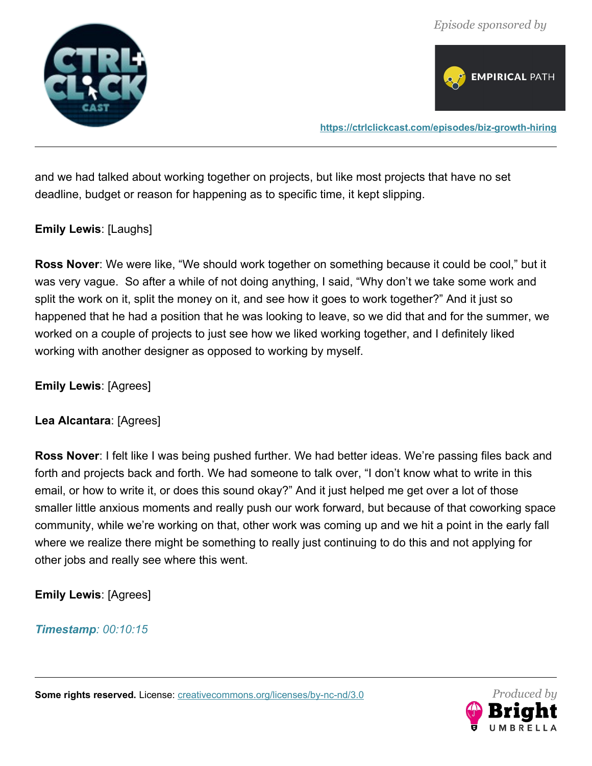and we had talked about working together on projects, but like most projects that have no set deadline, budget or reason for happening as to specific time, it kept slipping.

**Emily Lewis**: [Laughs]

**Ross Nover**: We were like, "We should work together on something because it could be cool," but it was very vague. So after a while of not doing anything, I said, "Why don't we take some work and split the work on it, split the money on it, and see how it goes to work together?" And it just so happened that he had a position that he was looking to leave, so we did that and for the summer, we worked on a couple of projects to just see how we liked working together, and I definitely liked working with another designer as opposed to working by myself.

**Emily Lewis**: [Agrees]

**Lea Alcantara**: [Agrees]

**Ross Nover**: I felt like I was being pushed further. We had better ideas. We're passing files back and forth and projects back and forth. We had someone to talk over, "I don't know what to write in this email, or how to write it, or does this sound okay?" And it just helped me get over a lot of those smaller little anxious moments and really push our work forward, but because of that coworking space community, while we're working on that, other work was coming up and we hit a point in the early fall where we realize there might be something to really just continuing to do this and not applying for other jobs and really see where this went.

**Emily Lewis**: [Agrees]

***Timestamp**: 00:10:15*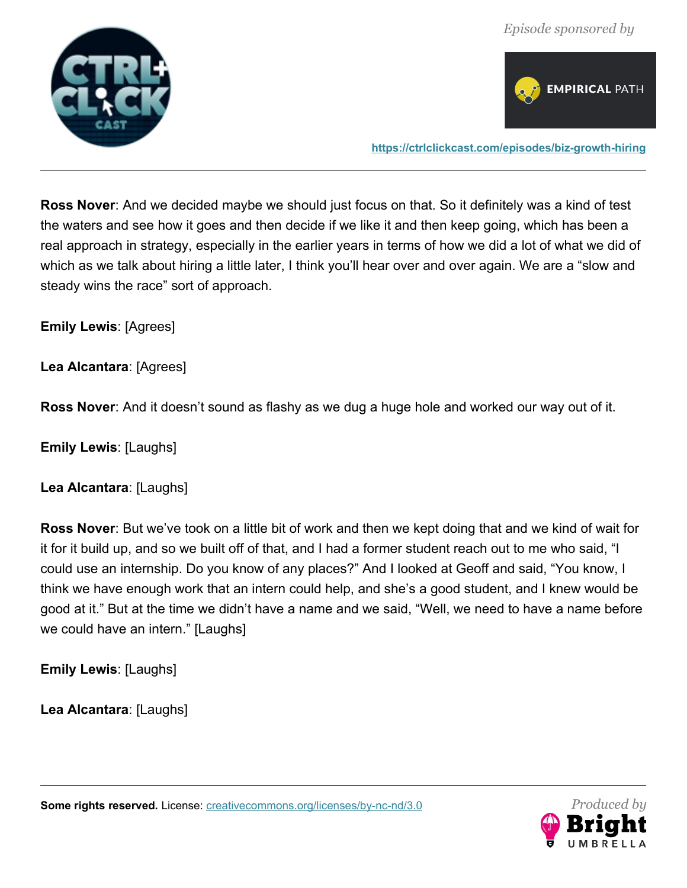**Ross Nover**: And we decided maybe we should just focus on that. So it definitely was a kind of test the waters and see how it goes and then decide if we like it and then keep going, which has been a real approach in strategy, especially in the earlier years in terms of how we did a lot of what we did of which as we talk about hiring a little later, I think you'll hear over and over again. We are a "slow and steady wins the race" sort of approach.

**Emily Lewis**: [Agrees]

**Lea Alcantara**: [Agrees]

**Ross Nover**: And it doesn't sound as flashy as we dug a huge hole and worked our way out of it.

**Emily Lewis**: [Laughs]

**Lea Alcantara**: [Laughs]

**Ross Nover**: But we've took on a little bit of work and then we kept doing that and we kind of wait for it for it build up, and so we built off of that, and I had a former student reach out to me who said, "I could use an internship. Do you know of any places?" And I looked at Geoff and said, "You know, I think we have enough work that an intern could help, and she's a good student, and I knew would be good at it." But at the time we didn't have a name and we said, "Well, we need to have a name before we could have an intern." [Laughs]

**Emily Lewis**: [Laughs]

**Lea Alcantara**: [Laughs]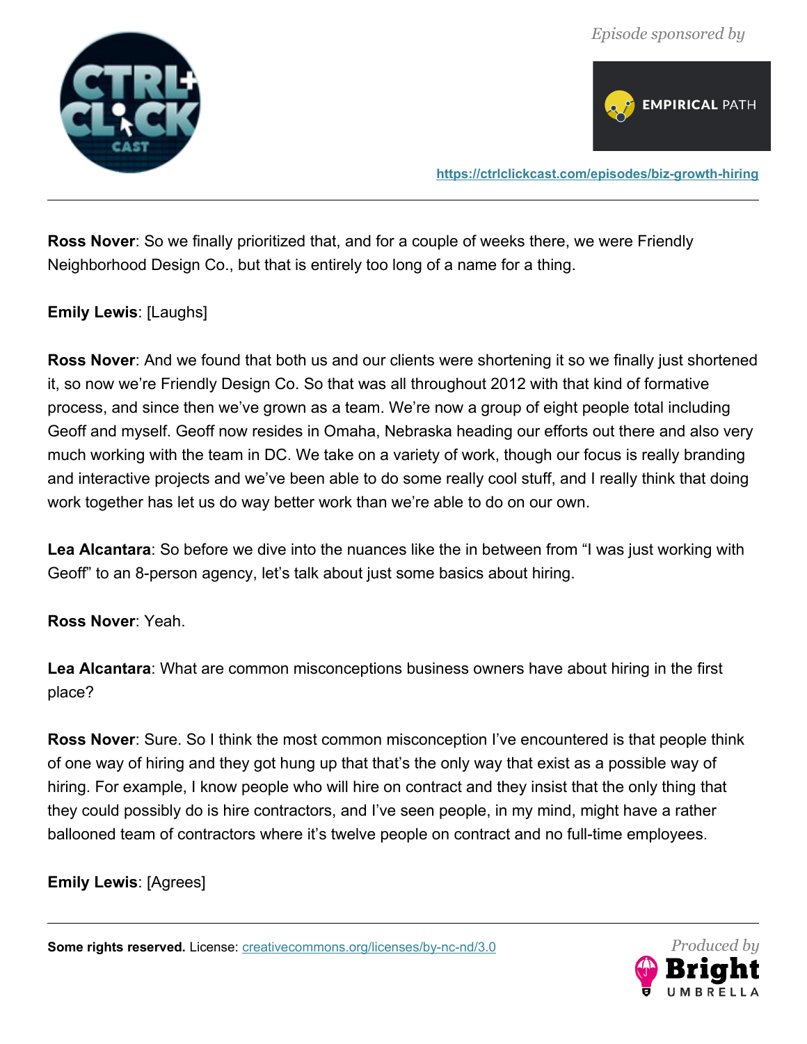**Ross Nover**: So we finally prioritized that, and for a couple of weeks there, we were Friendly Neighborhood Design Co., but that is entirely too long of a name for a thing.

**Emily Lewis**: [Laughs]

**Ross Nover**: And we found that both us and our clients were shortening it so we finally just shortened it, so now we're Friendly Design Co. So that was all throughout 2012 with that kind of formative process, and since then we've grown as a team. We're now a group of eight people total including Geoff and myself. Geoff now resides in Omaha, Nebraska heading our efforts out there and also very much working with the team in DC. We take on a variety of work, though our focus is really branding and interactive projects and we've been able to do some really cool stuff, and I really think that doing work together has let us do way better work than we're able to do on our own.

**Lea Alcantara**: So before we dive into the nuances like the in between from "I was just working with Geoff" to an 8-person agency, let's talk about just some basics about hiring.

**Ross Nover**: Yeah.

**Lea Alcantara**: What are common misconceptions business owners have about hiring in the first place?

**Ross Nover**: Sure. So I think the most common misconception I've encountered is that people think of one way of hiring and they got hung up that that's the only way that exist as a possible way of hiring. For example, I know people who will hire on contract and they insist that the only thing that they could possibly do is hire contractors, and I've seen people, in my mind, might have a rather ballooned team of contractors where it's twelve people on contract and no full-time employees.

**Emily Lewis**: [Agrees]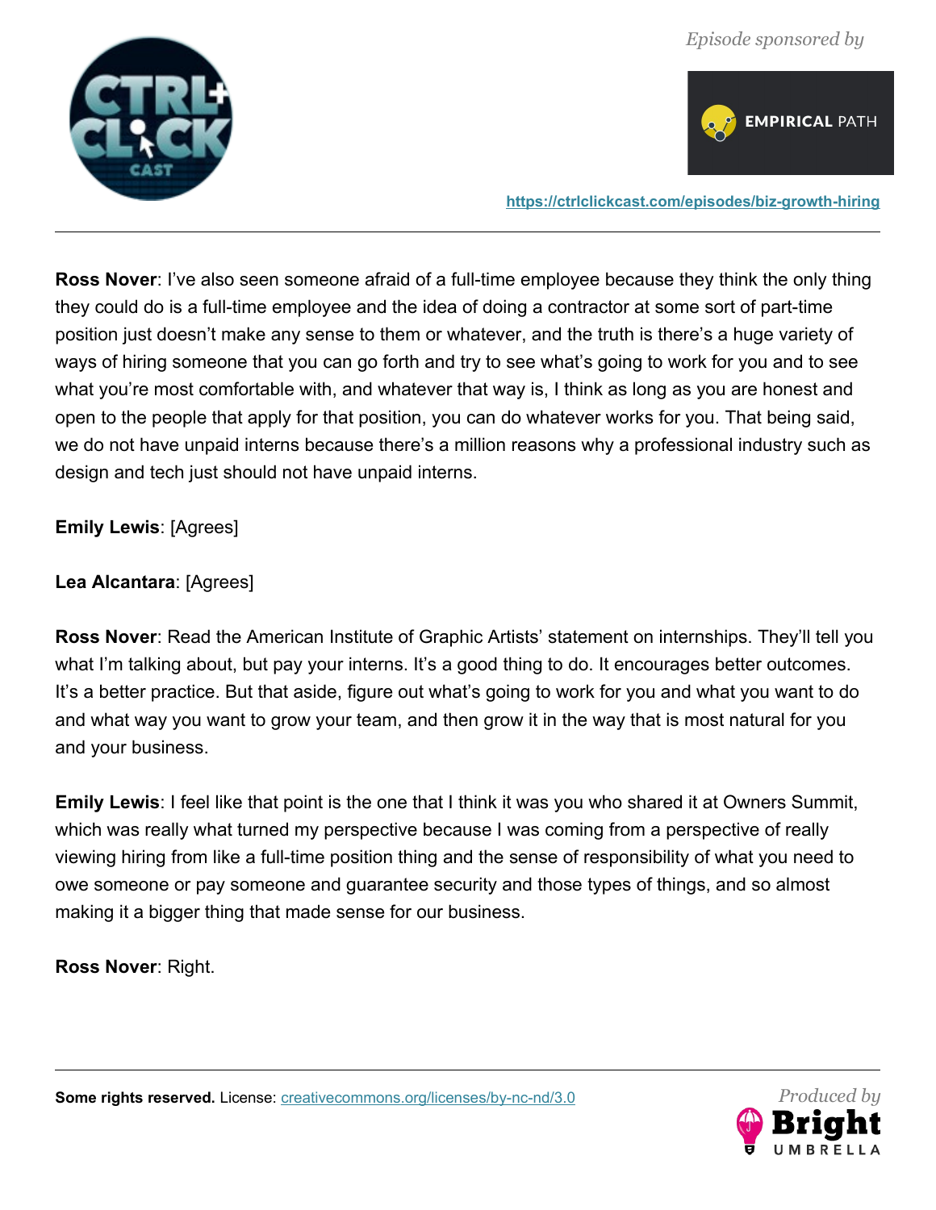**Ross Nover**: I've also seen someone afraid of a full-time employee because they think the only thing they could do is a full-time employee and the idea of doing a contractor at some sort of part-time position just doesn't make any sense to them or whatever, and the truth is there's a huge variety of ways of hiring someone that you can go forth and try to see what's going to work for you and to see what you're most comfortable with, and whatever that way is, I think as long as you are honest and open to the people that apply for that position, you can do whatever works for you. That being said, we do not have unpaid interns because there's a million reasons why a professional industry such as design and tech just should not have unpaid interns.

**Emily Lewis**: [Agrees]

**Lea Alcantara**: [Agrees]

**Ross Nover**: Read the American Institute of Graphic Artists' statement on internships. They'll tell you what I'm talking about, but pay your interns. It's a good thing to do. It encourages better outcomes. It's a better practice. But that aside, figure out what's going to work for you and what you want to do and what way you want to grow your team, and then grow it in the way that is most natural for you and your business.

**Emily Lewis**: I feel like that point is the one that I think it was you who shared it at Owners Summit, which was really what turned my perspective because I was coming from a perspective of really viewing hiring from like a full-time position thing and the sense of responsibility of what you need to owe someone or pay someone and guarantee security and those types of things, and so almost making it a bigger thing that made sense for our business.

**Ross Nover**: Right.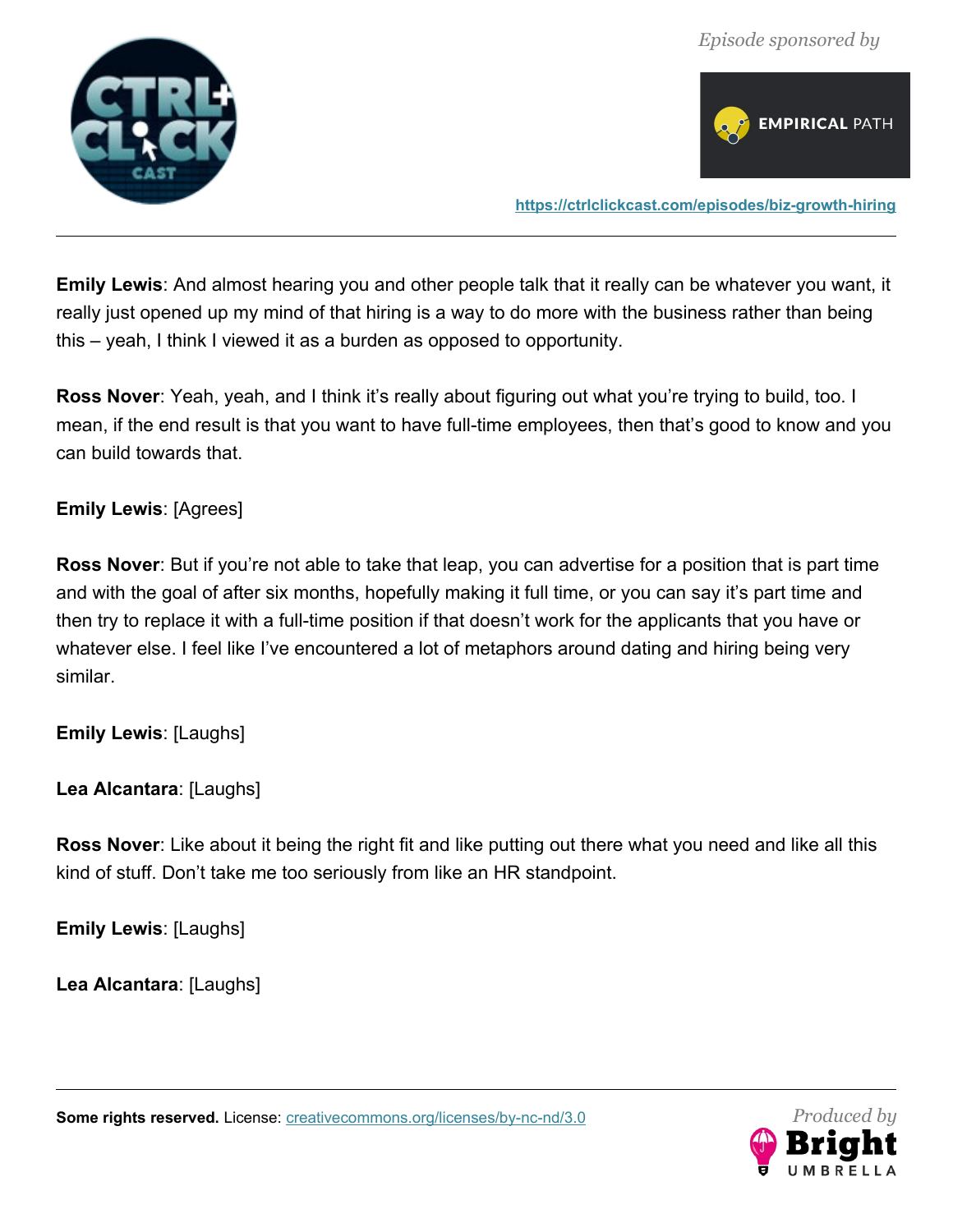**Emily Lewis**: And almost hearing you and other people talk that it really can be whatever you want, it really just opened up my mind of that hiring is a way to do more with the business rather than being this – yeah, I think I viewed it as a burden as opposed to opportunity.

**Ross Nover**: Yeah, yeah, and I think it's really about figuring out what you're trying to build, too. I mean, if the end result is that you want to have full-time employees, then that's good to know and you can build towards that.

**Emily Lewis**: [Agrees]

**Ross Nover**: But if you're not able to take that leap, you can advertise for a position that is part time and with the goal of after six months, hopefully making it full time, or you can say it's part time and then try to replace it with a full-time position if that doesn't work for the applicants that you have or whatever else. I feel like I've encountered a lot of metaphors around dating and hiring being very similar.

**Emily Lewis**: [Laughs]

**Lea Alcantara**: [Laughs]

**Ross Nover**: Like about it being the right fit and like putting out there what you need and like all this kind of stuff. Don't take me too seriously from like an HR standpoint.

**Emily Lewis**: [Laughs]

**Lea Alcantara**: [Laughs]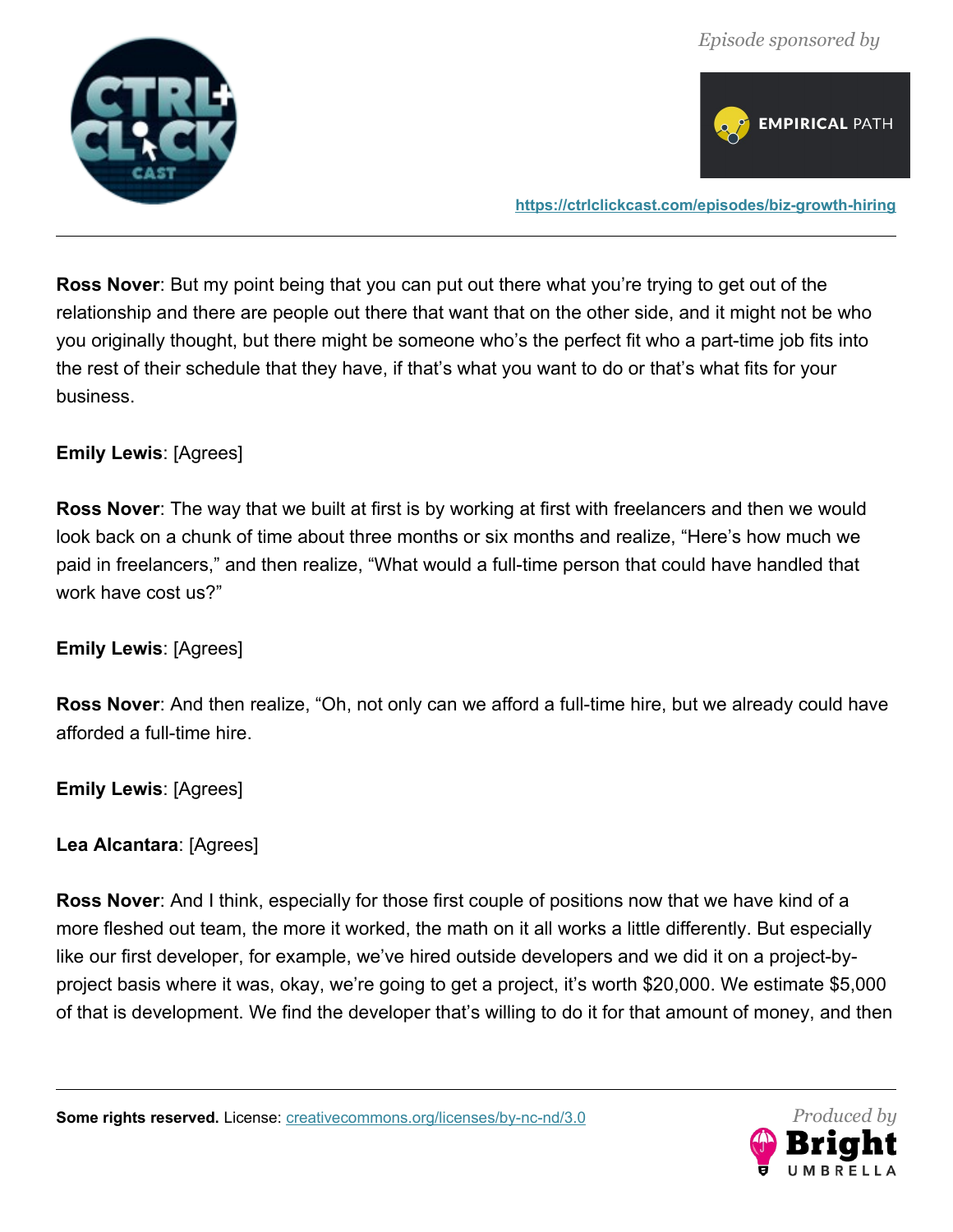**Ross Nover**: But my point being that you can put out there what you're trying to get out of the relationship and there are people out there that want that on the other side, and it might not be who you originally thought, but there might be someone who's the perfect fit who a part-time job fits into the rest of their schedule that they have, if that's what you want to do or that's what fits for your business.

**Emily Lewis**: [Agrees]

**Ross Nover**: The way that we built at first is by working at first with freelancers and then we would look back on a chunk of time about three months or six months and realize, "Here's how much we paid in freelancers," and then realize, "What would a full-time person that could have handled that work have cost us?"

**Emily Lewis**: [Agrees]

**Ross Nover**: And then realize, "Oh, not only can we afford a full-time hire, but we already could have afforded a full-time hire.

**Emily Lewis**: [Agrees]

**Lea Alcantara**: [Agrees]

**Ross Nover**: And I think, especially for those first couple of positions now that we have kind of a more fleshed out team, the more it worked, the math on it all works a little differently. But especially like our first developer, for example, we've hired outside developers and we did it on a project-by-project basis where it was, okay, we're going to get a project, it's worth $20,000. We estimate $5,000 of that is development. We find the developer that's willing to do it for that amount of money, and then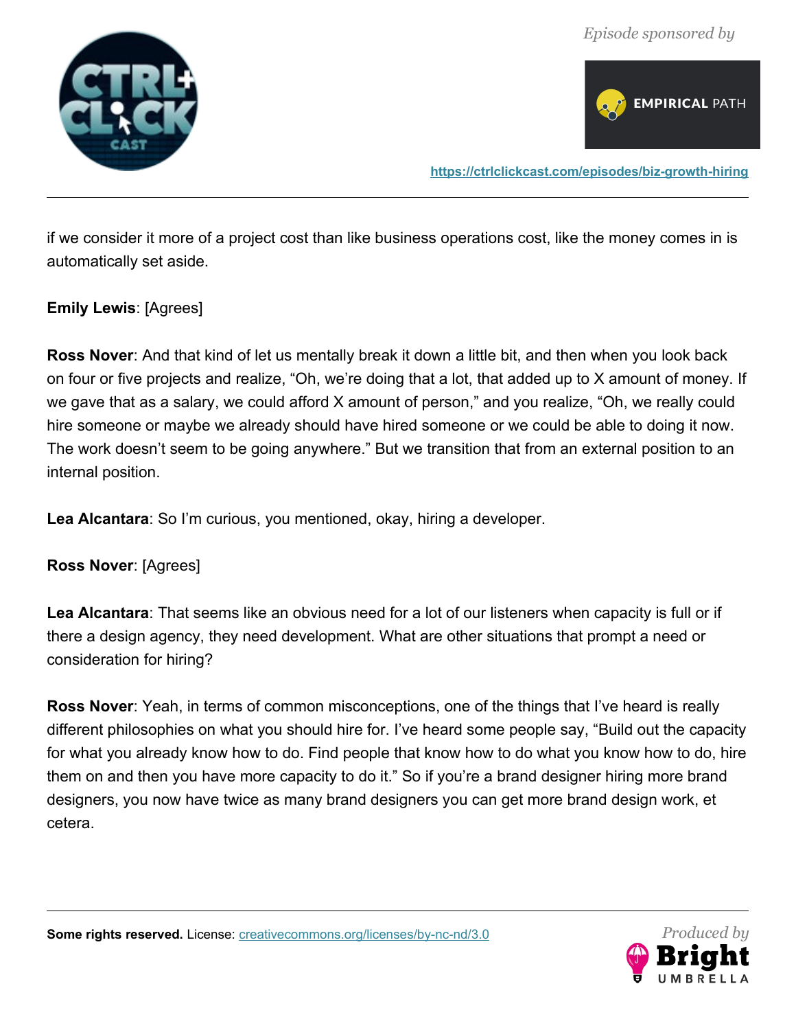if we consider it more of a project cost than like business operations cost, like the money comes in is automatically set aside.

**Emily Lewis**: [Agrees]

**Ross Nover**: And that kind of let us mentally break it down a little bit, and then when you look back on four or five projects and realize, “Oh, we’re doing that a lot, that added up to X amount of money. If we gave that as a salary, we could afford X amount of person,” and you realize, “Oh, we really could hire someone or maybe we already should have hired someone or we could be able to doing it now. The work doesn’t seem to be going anywhere.” But we transition that from an external position to an internal position.

**Lea Alcantara**: So I’m curious, you mentioned, okay, hiring a developer.

**Ross Nover**: [Agrees]

**Lea Alcantara**: That seems like an obvious need for a lot of our listeners when capacity is full or if there a design agency, they need development. What are other situations that prompt a need or consideration for hiring?

**Ross Nover**: Yeah, in terms of common misconceptions, one of the things that I’ve heard is really different philosophies on what you should hire for. I’ve heard some people say, “Build out the capacity for what you already know how to do. Find people that know how to do what you know how to do, hire them on and then you have more capacity to do it.” So if you’re a brand designer hiring more brand designers, you now have twice as many brand designers you can get more brand design work, et cetera.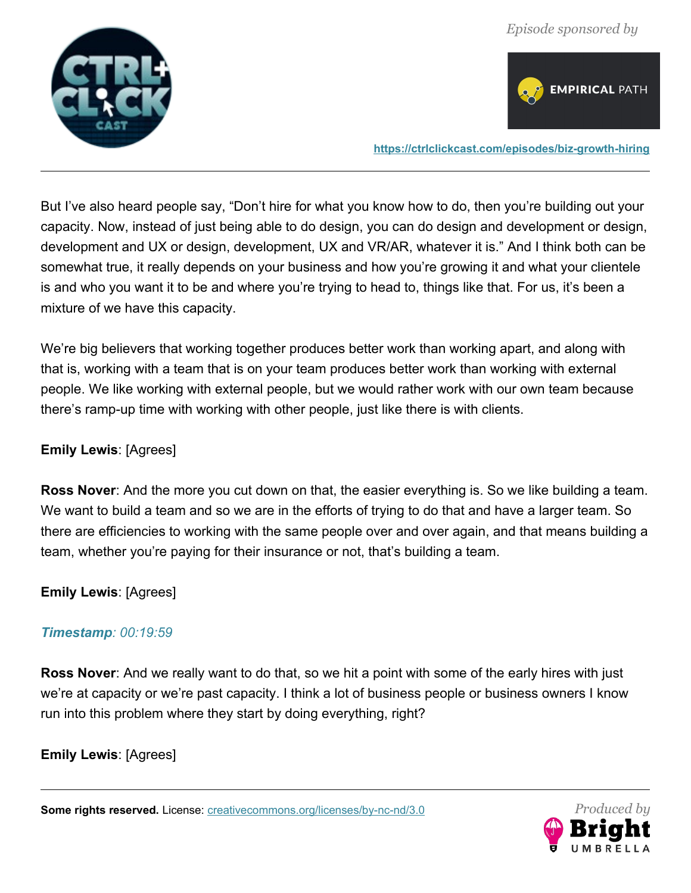But I've also heard people say, "Don't hire for what you know how to do, then you're building out your capacity. Now, instead of just being able to do design, you can do design and development or design, development and UX or design, development, UX and VR/AR, whatever it is." And I think both can be somewhat true, it really depends on your business and how you're growing it and what your clientele is and who you want it to be and where you're trying to head to, things like that. For us, it's been a mixture of we have this capacity.

We're big believers that working together produces better work than working apart, and along with that is, working with a team that is on your team produces better work than working with external people. We like working with external people, but we would rather work with our own team because there's ramp-up time with working with other people, just like there is with clients.

**Emily Lewis**: [Agrees]

**Ross Nover**: And the more you cut down on that, the easier everything is. So we like building a team. We want to build a team and so we are in the efforts of trying to do that and have a larger team. So there are efficiencies to working with the same people over and over again, and that means building a team, whether you're paying for their insurance or not, that's building a team.

**Emily Lewis**: [Agrees]

***Timestamp**: 00:19:59*

**Ross Nover**: And we really want to do that, so we hit a point with some of the early hires with just we're at capacity or we're past capacity. I think a lot of business people or business owners I know run into this problem where they start by doing everything, right?

**Emily Lewis**: [Agrees]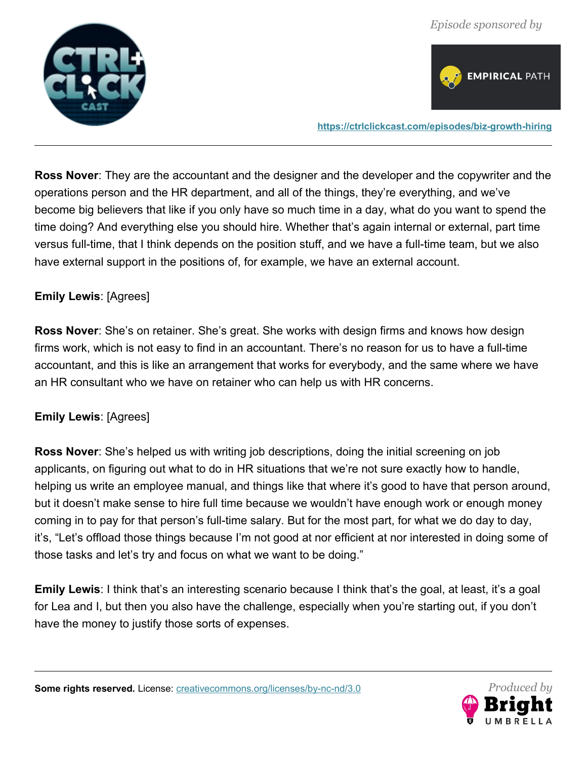**Ross Nover**: They are the accountant and the designer and the developer and the copywriter and the operations person and the HR department, and all of the things, they're everything, and we've become big believers that like if you only have so much time in a day, what do you want to spend the time doing? And everything else you should hire. Whether that's again internal or external, part time versus full-time, that I think depends on the position stuff, and we have a full-time team, but we also have external support in the positions of, for example, we have an external account.

**Emily Lewis**: [Agrees]

**Ross Nover**: She's on retainer. She's great. She works with design firms and knows how design firms work, which is not easy to find in an accountant. There's no reason for us to have a full-time accountant, and this is like an arrangement that works for everybody, and the same where we have an HR consultant who we have on retainer who can help us with HR concerns.

**Emily Lewis**: [Agrees]

**Ross Nover**: She's helped us with writing job descriptions, doing the initial screening on job applicants, on figuring out what to do in HR situations that we're not sure exactly how to handle, helping us write an employee manual, and things like that where it's good to have that person around, but it doesn't make sense to hire full time because we wouldn't have enough work or enough money coming in to pay for that person's full-time salary. But for the most part, for what we do day to day, it's, "Let's offload those things because I'm not good at nor efficient at nor interested in doing some of those tasks and let's try and focus on what we want to be doing."

**Emily Lewis**: I think that's an interesting scenario because I think that's the goal, at least, it's a goal for Lea and I, but then you also have the challenge, especially when you're starting out, if you don't have the money to justify those sorts of expenses.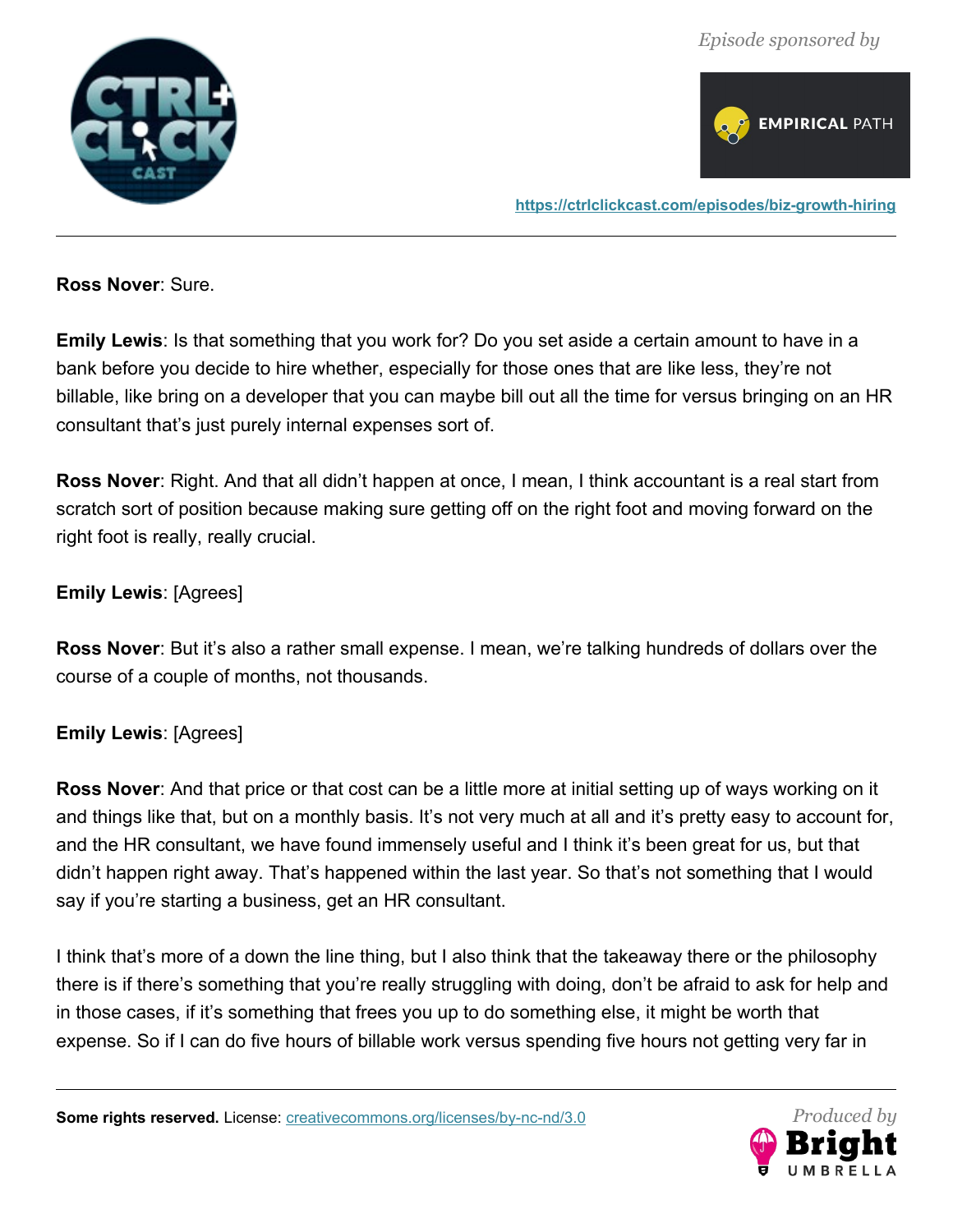**Ross Nover**: Sure.

**Emily Lewis**: Is that something that you work for? Do you set aside a certain amount to have in a bank before you decide to hire whether, especially for those ones that are like less, they're not billable, like bring on a developer that you can maybe bill out all the time for versus bringing on an HR consultant that's just purely internal expenses sort of.

**Ross Nover**: Right. And that all didn't happen at once, I mean, I think accountant is a real start from scratch sort of position because making sure getting off on the right foot and moving forward on the right foot is really, really crucial.

**Emily Lewis**: [Agrees]

**Ross Nover**: But it's also a rather small expense. I mean, we're talking hundreds of dollars over the course of a couple of months, not thousands.

**Emily Lewis**: [Agrees]

**Ross Nover**: And that price or that cost can be a little more at initial setting up of ways working on it and things like that, but on a monthly basis. It's not very much at all and it's pretty easy to account for, and the HR consultant, we have found immensely useful and I think it's been great for us, but that didn't happen right away. That's happened within the last year. So that's not something that I would say if you're starting a business, get an HR consultant.

I think that's more of a down the line thing, but I also think that the takeaway there or the philosophy there is if there's something that you're really struggling with doing, don't be afraid to ask for help and in those cases, if it's something that frees you up to do something else, it might be worth that expense. So if I can do five hours of billable work versus spending five hours not getting very far in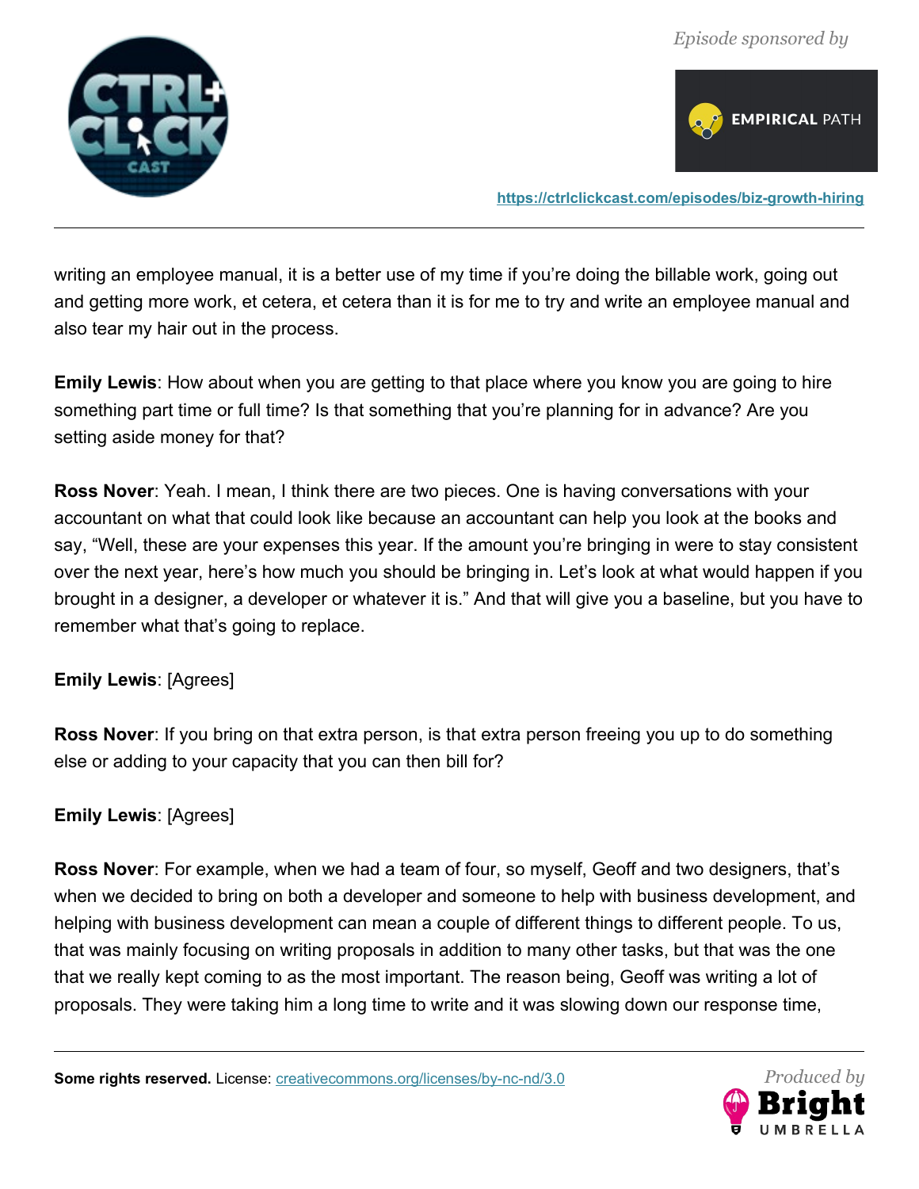writing an employee manual, it is a better use of my time if you're doing the billable work, going out and getting more work, et cetera, et cetera than it is for me to try and write an employee manual and also tear my hair out in the process.

**Emily Lewis**: How about when you are getting to that place where you know you are going to hire something part time or full time? Is that something that you're planning for in advance? Are you setting aside money for that?

**Ross Nover**: Yeah. I mean, I think there are two pieces. One is having conversations with your accountant on what that could look like because an accountant can help you look at the books and say, "Well, these are your expenses this year. If the amount you're bringing in were to stay consistent over the next year, here's how much you should be bringing in. Let's look at what would happen if you brought in a designer, a developer or whatever it is." And that will give you a baseline, but you have to remember what that's going to replace.

**Emily Lewis**: [Agrees]

**Ross Nover**: If you bring on that extra person, is that extra person freeing you up to do something else or adding to your capacity that you can then bill for?

**Emily Lewis**: [Agrees]

**Ross Nover**: For example, when we had a team of four, so myself, Geoff and two designers, that's when we decided to bring on both a developer and someone to help with business development, and helping with business development can mean a couple of different things to different people. To us, that was mainly focusing on writing proposals in addition to many other tasks, but that was the one that we really kept coming to as the most important. The reason being, Geoff was writing a lot of proposals. They were taking him a long time to write and it was slowing down our response time,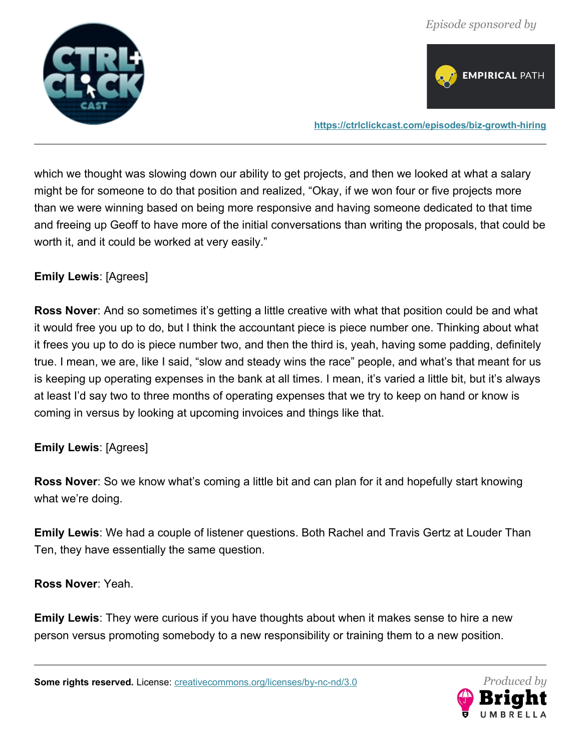which we thought was slowing down our ability to get projects, and then we looked at what a salary might be for someone to do that position and realized, "Okay, if we won four or five projects more than we were winning based on being more responsive and having someone dedicated to that time and freeing up Geoff to have more of the initial conversations than writing the proposals, that could be worth it, and it could be worked at very easily."

**Emily Lewis**: [Agrees]

**Ross Nover**: And so sometimes it's getting a little creative with what that position could be and what it would free you up to do, but I think the accountant piece is piece number one. Thinking about what it frees you up to do is piece number two, and then the third is, yeah, having some padding, definitely true. I mean, we are, like I said, "slow and steady wins the race" people, and what's that meant for us is keeping up operating expenses in the bank at all times. I mean, it's varied a little bit, but it's always at least I'd say two to three months of operating expenses that we try to keep on hand or know is coming in versus by looking at upcoming invoices and things like that.

**Emily Lewis**: [Agrees]

**Ross Nover**: So we know what's coming a little bit and can plan for it and hopefully start knowing what we're doing.

**Emily Lewis**: We had a couple of listener questions. Both Rachel and Travis Gertz at Louder Than Ten, they have essentially the same question.

**Ross Nover**: Yeah.

**Emily Lewis**: They were curious if you have thoughts about when it makes sense to hire a new person versus promoting somebody to a new responsibility or training them to a new position.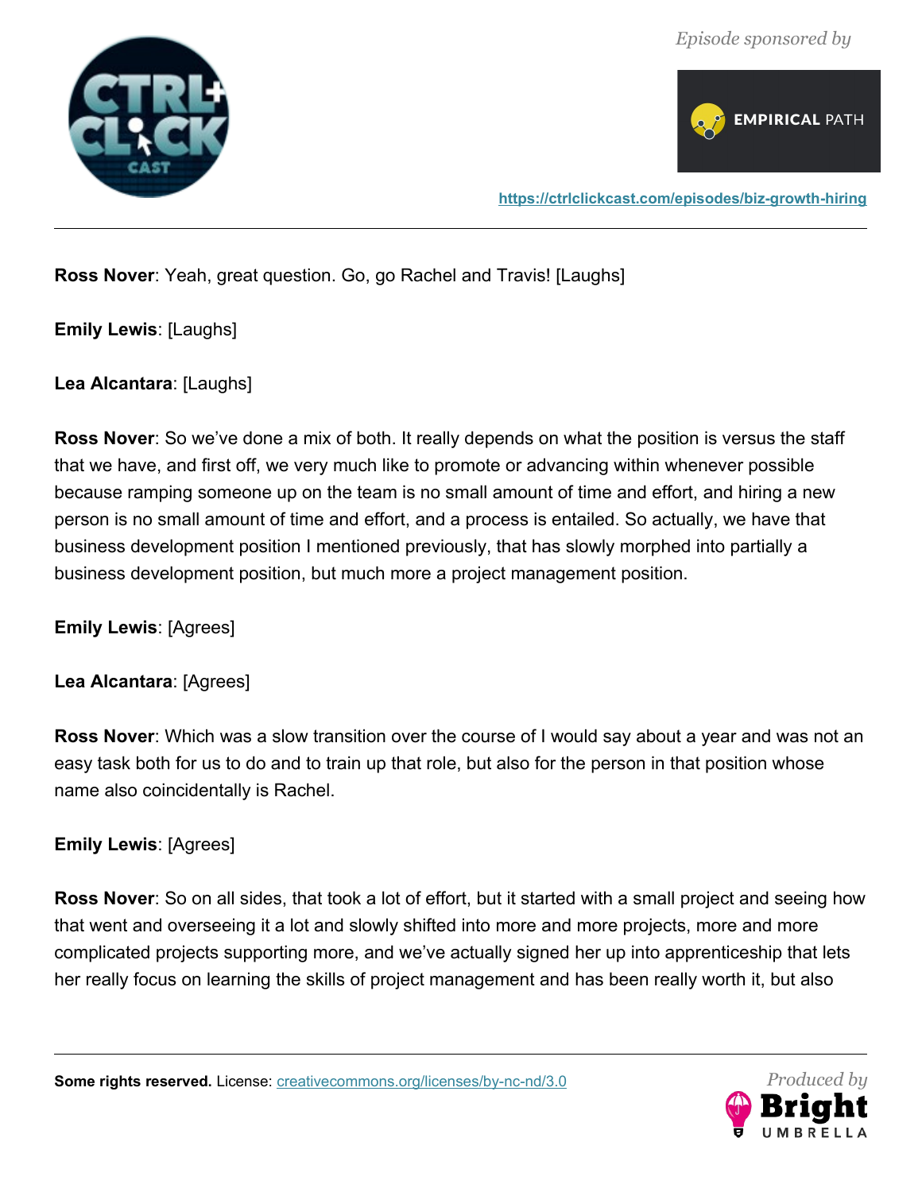**Ross Nover**: Yeah, great question. Go, go Rachel and Travis! [Laughs]

**Emily Lewis**: [Laughs]

**Lea Alcantara**: [Laughs]

**Ross Nover**: So we've done a mix of both. It really depends on what the position is versus the staff that we have, and first off, we very much like to promote or advancing within whenever possible because ramping someone up on the team is no small amount of time and effort, and hiring a new person is no small amount of time and effort, and a process is entailed. So actually, we have that business development position I mentioned previously, that has slowly morphed into partially a business development position, but much more a project management position.

**Emily Lewis**: [Agrees]

**Lea Alcantara**: [Agrees]

**Ross Nover**: Which was a slow transition over the course of I would say about a year and was not an easy task both for us to do and to train up that role, but also for the person in that position whose name also coincidentally is Rachel.

**Emily Lewis**: [Agrees]

**Ross Nover**: So on all sides, that took a lot of effort, but it started with a small project and seeing how that went and overseeing it a lot and slowly shifted into more and more projects, more and more complicated projects supporting more, and we've actually signed her up into apprenticeship that lets her really focus on learning the skills of project management and has been really worth it, but also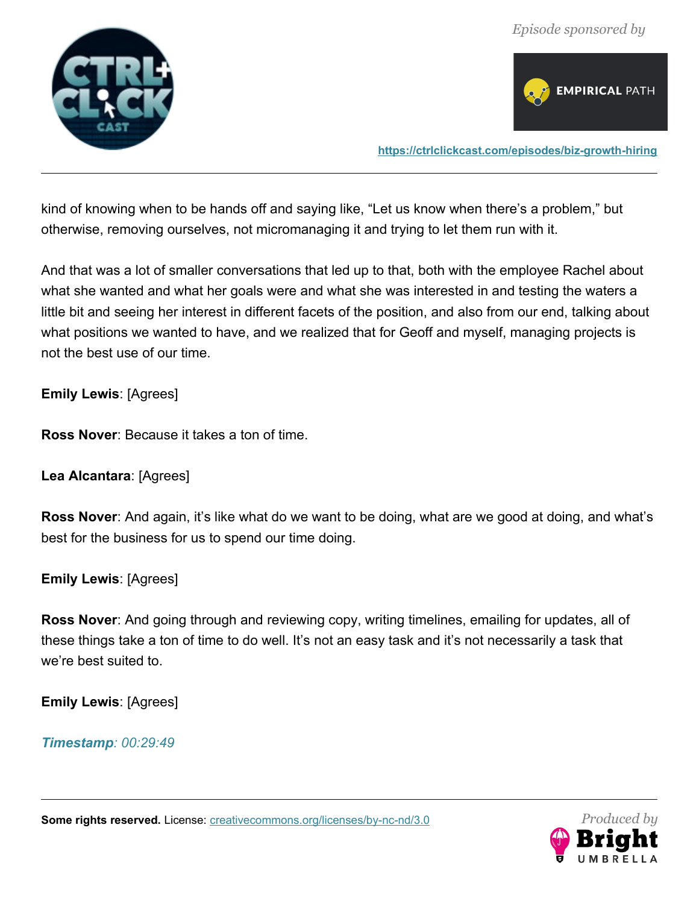kind of knowing when to be hands off and saying like, "Let us know when there's a problem," but otherwise, removing ourselves, not micromanaging it and trying to let them run with it.

And that was a lot of smaller conversations that led up to that, both with the employee Rachel about what she wanted and what her goals were and what she was interested in and testing the waters a little bit and seeing her interest in different facets of the position, and also from our end, talking about what positions we wanted to have, and we realized that for Geoff and myself, managing projects is not the best use of our time.

**Emily Lewis**: [Agrees]

**Ross Nover**: Because it takes a ton of time.

**Lea Alcantara**: [Agrees]

**Ross Nover**: And again, it's like what do we want to be doing, what are we good at doing, and what's best for the business for us to spend our time doing.

**Emily Lewis**: [Agrees]

**Ross Nover**: And going through and reviewing copy, writing timelines, emailing for updates, all of these things take a ton of time to do well. It's not an easy task and it's not necessarily a task that we're best suited to.

**Emily Lewis**: [Agrees]

***Timestamp**: 00:29:49*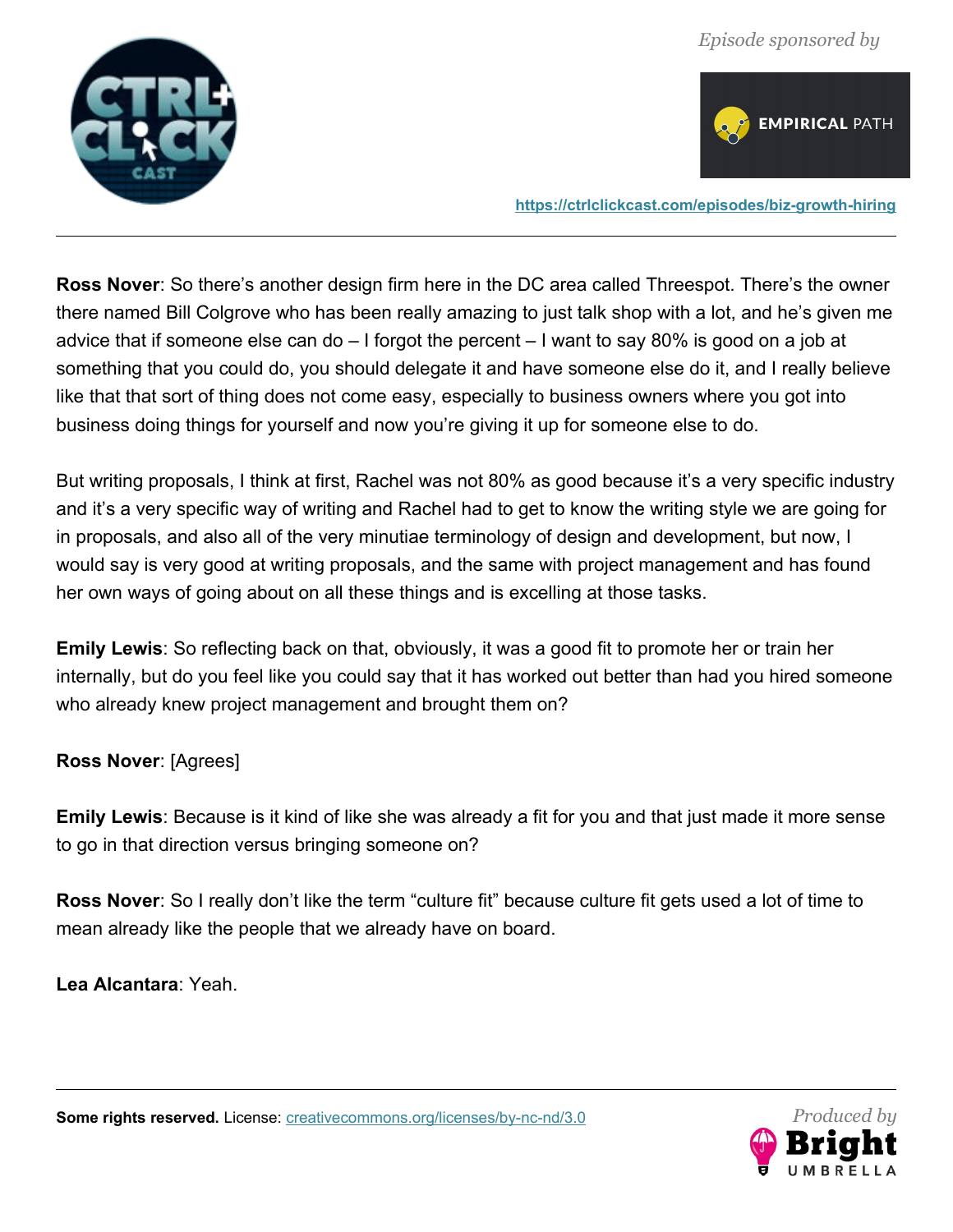**Ross Nover**: So there's another design firm here in the DC area called Threespot. There's the owner there named Bill Colgrove who has been really amazing to just talk shop with a lot, and he's given me advice that if someone else can do – I forgot the percent – I want to say 80% is good on a job at something that you could do, you should delegate it and have someone else do it, and I really believe like that that sort of thing does not come easy, especially to business owners where you got into business doing things for yourself and now you're giving it up for someone else to do.

But writing proposals, I think at first, Rachel was not 80% as good because it's a very specific industry and it's a very specific way of writing and Rachel had to get to know the writing style we are going for in proposals, and also all of the very minutiae terminology of design and development, but now, I would say is very good at writing proposals, and the same with project management and has found her own ways of going about on all these things and is excelling at those tasks.

**Emily Lewis**: So reflecting back on that, obviously, it was a good fit to promote her or train her internally, but do you feel like you could say that it has worked out better than had you hired someone who already knew project management and brought them on?

**Ross Nover**: [Agrees]

**Emily Lewis**: Because is it kind of like she was already a fit for you and that just made it more sense to go in that direction versus bringing someone on?

**Ross Nover**: So I really don't like the term "culture fit" because culture fit gets used a lot of time to mean already like the people that we already have on board.

**Lea Alcantara**: Yeah.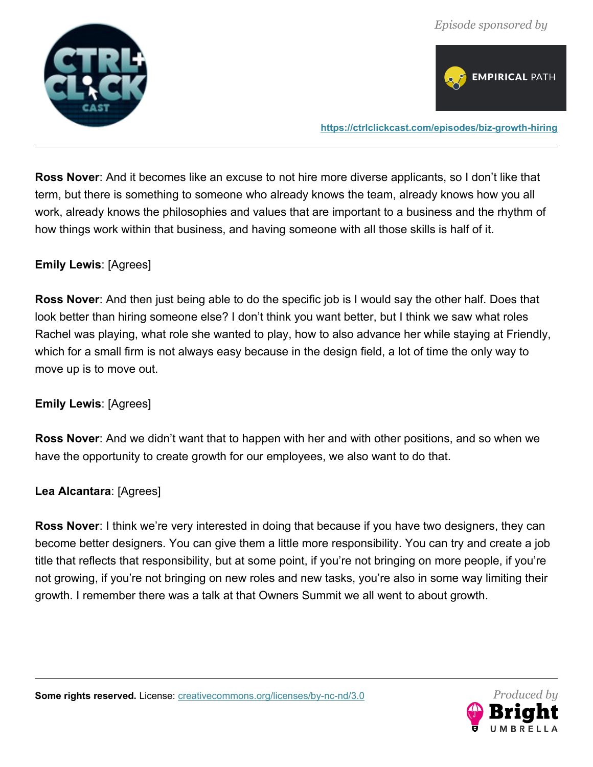**Ross Nover**: And it becomes like an excuse to not hire more diverse applicants, so I don't like that term, but there is something to someone who already knows the team, already knows how you all work, already knows the philosophies and values that are important to a business and the rhythm of how things work within that business, and having someone with all those skills is half of it.

**Emily Lewis**: [Agrees]

**Ross Nover**: And then just being able to do the specific job is I would say the other half. Does that look better than hiring someone else? I don't think you want better, but I think we saw what roles Rachel was playing, what role she wanted to play, how to also advance her while staying at Friendly, which for a small firm is not always easy because in the design field, a lot of time the only way to move up is to move out.

**Emily Lewis**: [Agrees]

**Ross Nover**: And we didn't want that to happen with her and with other positions, and so when we have the opportunity to create growth for our employees, we also want to do that.

**Lea Alcantara**: [Agrees]

**Ross Nover**: I think we're very interested in doing that because if you have two designers, they can become better designers. You can give them a little more responsibility. You can try and create a job title that reflects that responsibility, but at some point, if you're not bringing on more people, if you're not growing, if you're not bringing on new roles and new tasks, you're also in some way limiting their growth. I remember there was a talk at that Owners Summit we all went to about growth.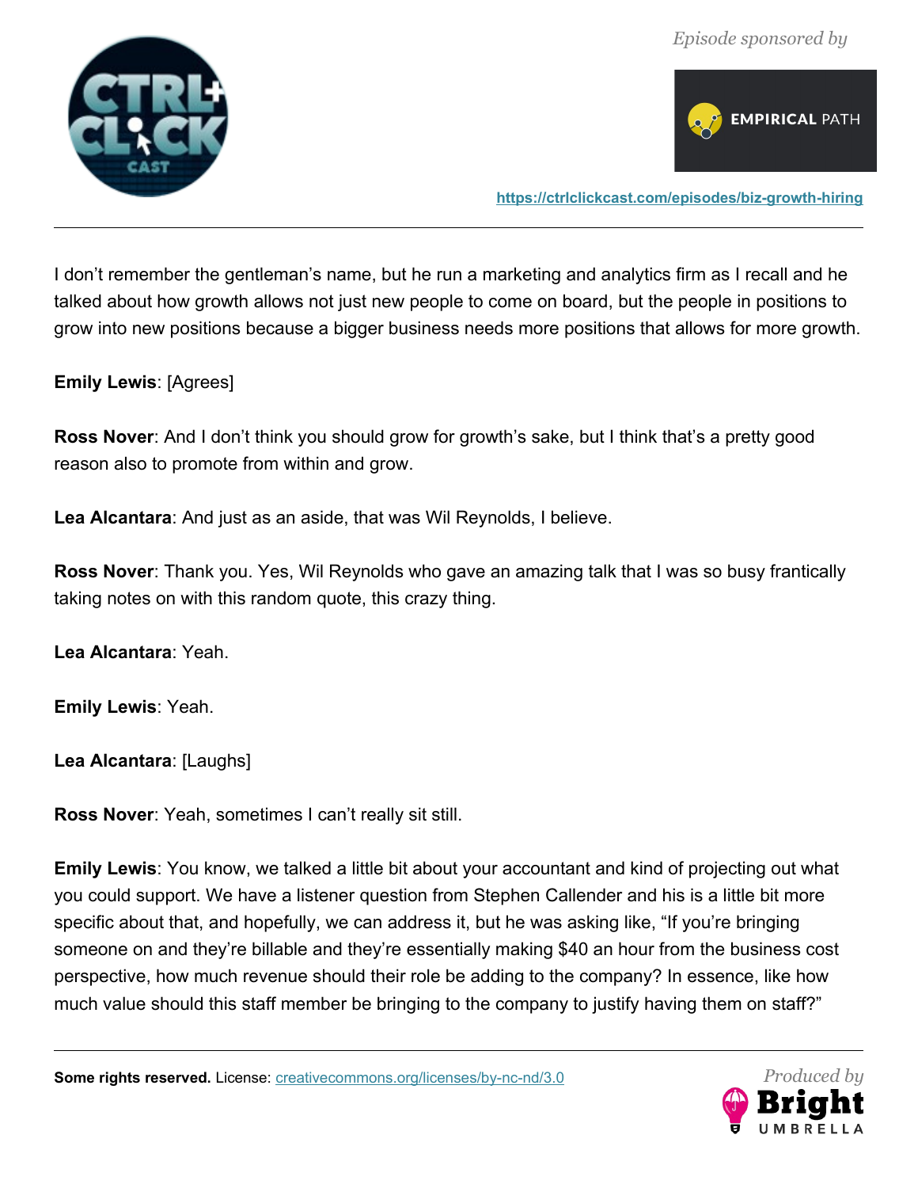I don't remember the gentleman's name, but he run a marketing and analytics firm as I recall and he talked about how growth allows not just new people to come on board, but the people in positions to grow into new positions because a bigger business needs more positions that allows for more growth.

**Emily Lewis**: [Agrees]

**Ross Nover**: And I don't think you should grow for growth's sake, but I think that's a pretty good reason also to promote from within and grow.

**Lea Alcantara**: And just as an aside, that was Wil Reynolds, I believe.

**Ross Nover**: Thank you. Yes, Wil Reynolds who gave an amazing talk that I was so busy frantically taking notes on with this random quote, this crazy thing.

**Lea Alcantara**: Yeah.

**Emily Lewis**: Yeah.

**Lea Alcantara**: [Laughs]

**Ross Nover**: Yeah, sometimes I can't really sit still.

**Emily Lewis**: You know, we talked a little bit about your accountant and kind of projecting out what you could support. We have a listener question from Stephen Callender and his is a little bit more specific about that, and hopefully, we can address it, but he was asking like, "If you're bringing someone on and they're billable and they're essentially making $40 an hour from the business cost perspective, how much revenue should their role be adding to the company? In essence, like how much value should this staff member be bringing to the company to justify having them on staff?"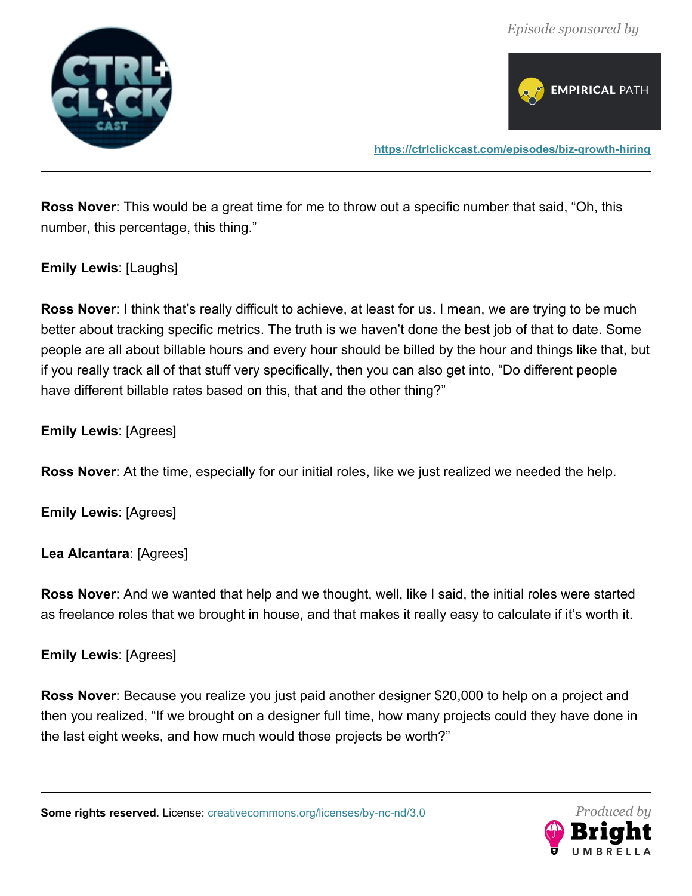**Ross Nover**: This would be a great time for me to throw out a specific number that said, “Oh, this number, this percentage, this thing.”

**Emily Lewis**: [Laughs]

**Ross Nover**: I think that’s really difficult to achieve, at least for us. I mean, we are trying to be much better about tracking specific metrics. The truth is we haven’t done the best job of that to date. Some people are all about billable hours and every hour should be billed by the hour and things like that, but if you really track all of that stuff very specifically, then you can also get into, “Do different people have different billable rates based on this, that and the other thing?”

**Emily Lewis**: [Agrees]

**Ross Nover**: At the time, especially for our initial roles, like we just realized we needed the help.

**Emily Lewis**: [Agrees]

**Lea Alcantara**: [Agrees]

**Ross Nover**: And we wanted that help and we thought, well, like I said, the initial roles were started as freelance roles that we brought in house, and that makes it really easy to calculate if it’s worth it.

**Emily Lewis**: [Agrees]

**Ross Nover**: Because you realize you just paid another designer $20,000 to help on a project and then you realized, “If we brought on a designer full time, how many projects could they have done in the last eight weeks, and how much would those projects be worth?”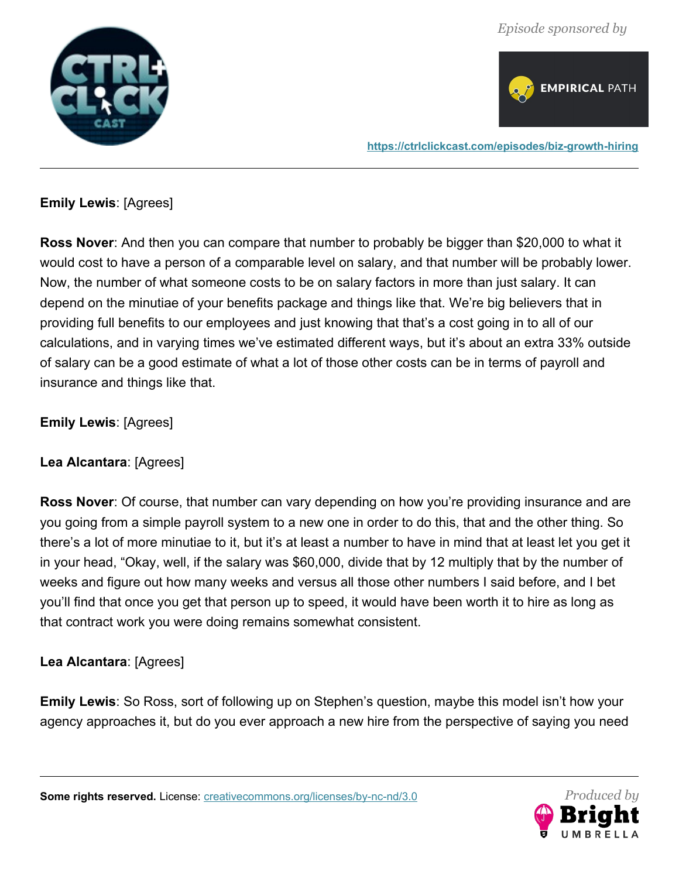**Emily Lewis**: [Agrees]

**Ross Nover**: And then you can compare that number to probably be bigger than $20,000 to what it would cost to have a person of a comparable level on salary, and that number will be probably lower. Now, the number of what someone costs to be on salary factors in more than just salary. It can depend on the minutiae of your benefits package and things like that. We're big believers that in providing full benefits to our employees and just knowing that that's a cost going in to all of our calculations, and in varying times we've estimated different ways, but it's about an extra 33% outside of salary can be a good estimate of what a lot of those other costs can be in terms of payroll and insurance and things like that.

**Emily Lewis**: [Agrees]

**Lea Alcantara**: [Agrees]

**Ross Nover**: Of course, that number can vary depending on how you're providing insurance and are you going from a simple payroll system to a new one in order to do this, that and the other thing. So there's a lot of more minutiae to it, but it's at least a number to have in mind that at least let you get it in your head, "Okay, well, if the salary was $60,000, divide that by 12 multiply that by the number of weeks and figure out how many weeks and versus all those other numbers I said before, and I bet you'll find that once you get that person up to speed, it would have been worth it to hire as long as that contract work you were doing remains somewhat consistent.

**Lea Alcantara**: [Agrees]

**Emily Lewis**: So Ross, sort of following up on Stephen's question, maybe this model isn't how your agency approaches it, but do you ever approach a new hire from the perspective of saying you need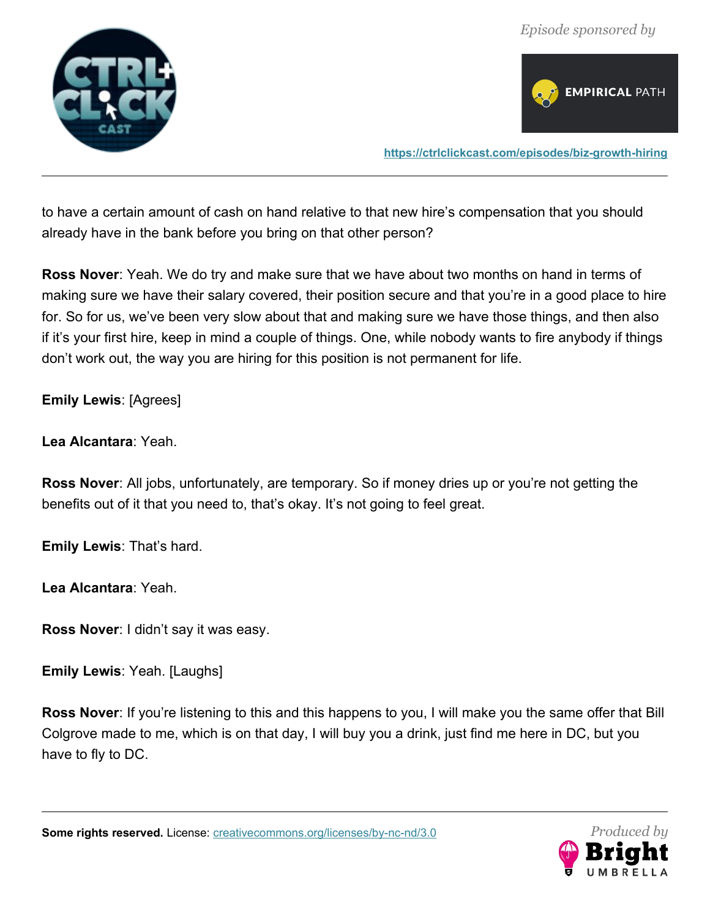to have a certain amount of cash on hand relative to that new hire's compensation that you should already have in the bank before you bring on that other person?

**Ross Nover**: Yeah. We do try and make sure that we have about two months on hand in terms of making sure we have their salary covered, their position secure and that you're in a good place to hire for. So for us, we've been very slow about that and making sure we have those things, and then also if it's your first hire, keep in mind a couple of things. One, while nobody wants to fire anybody if things don't work out, the way you are hiring for this position is not permanent for life.

**Emily Lewis**: [Agrees]

**Lea Alcantara**: Yeah.

**Ross Nover**: All jobs, unfortunately, are temporary. So if money dries up or you're not getting the benefits out of it that you need to, that's okay. It's not going to feel great.

**Emily Lewis**: That's hard.

**Lea Alcantara**: Yeah.

**Ross Nover**: I didn't say it was easy.

**Emily Lewis**: Yeah. [Laughs]

**Ross Nover**: If you're listening to this and this happens to you, I will make you the same offer that Bill Colgrove made to me, which is on that day, I will buy you a drink, just find me here in DC, but you have to fly to DC.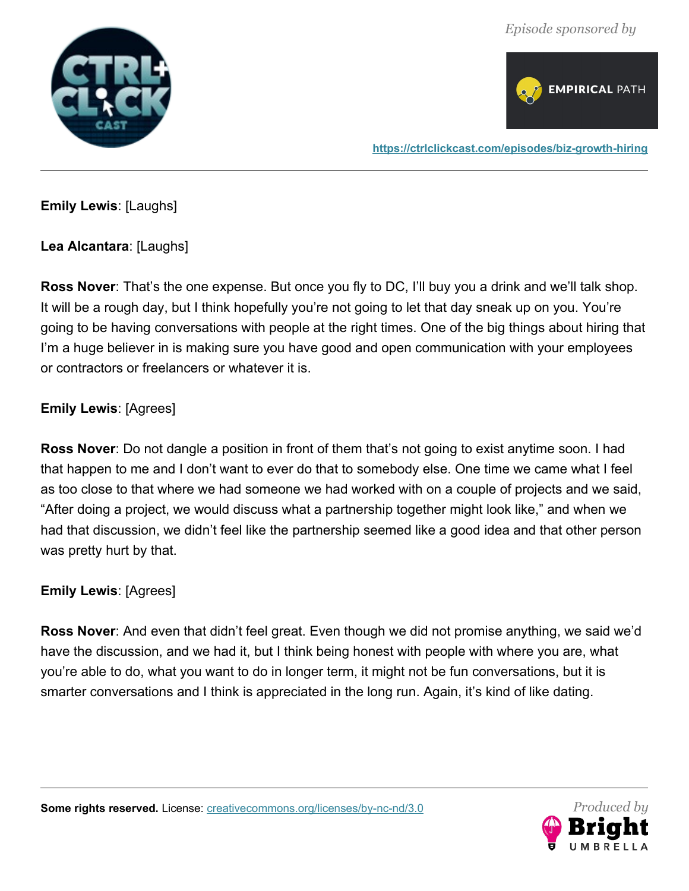**Emily Lewis**: [Laughs]

**Lea Alcantara**: [Laughs]

**Ross Nover**: That's the one expense. But once you fly to DC, I'll buy you a drink and we'll talk shop. It will be a rough day, but I think hopefully you're not going to let that day sneak up on you. You're going to be having conversations with people at the right times. One of the big things about hiring that I'm a huge believer in is making sure you have good and open communication with your employees or contractors or freelancers or whatever it is.

**Emily Lewis**: [Agrees]

**Ross Nover**: Do not dangle a position in front of them that's not going to exist anytime soon. I had that happen to me and I don't want to ever do that to somebody else. One time we came what I feel as too close to that where we had someone we had worked with on a couple of projects and we said, "After doing a project, we would discuss what a partnership together might look like," and when we had that discussion, we didn't feel like the partnership seemed like a good idea and that other person was pretty hurt by that.

**Emily Lewis**: [Agrees]

**Ross Nover**: And even that didn't feel great. Even though we did not promise anything, we said we'd have the discussion, and we had it, but I think being honest with people with where you are, what you're able to do, what you want to do in longer term, it might not be fun conversations, but it is smarter conversations and I think is appreciated in the long run. Again, it's kind of like dating.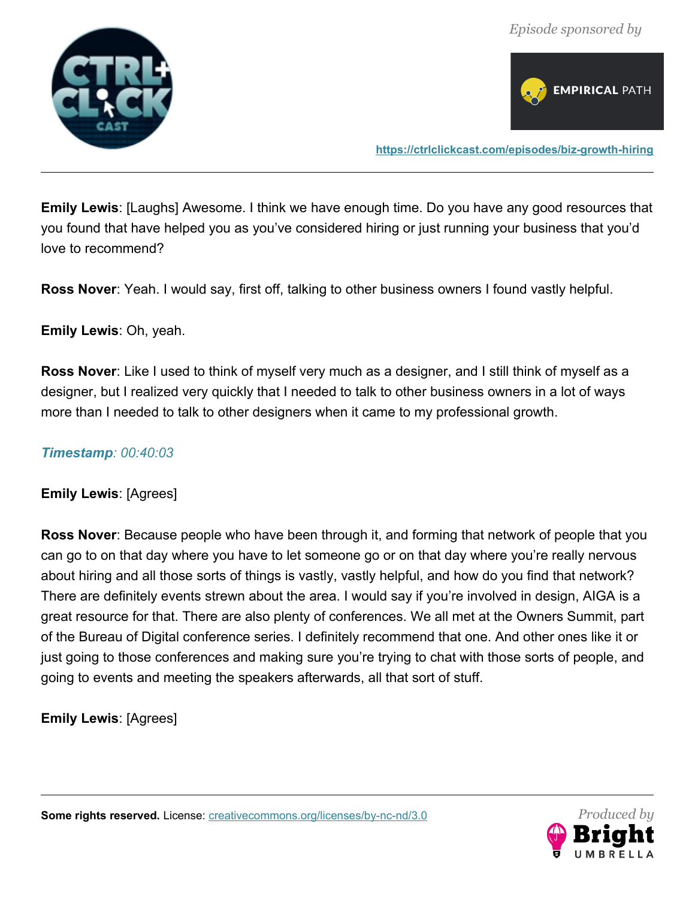**Emily Lewis**: [Laughs] Awesome. I think we have enough time. Do you have any good resources that you found that have helped you as you've considered hiring or just running your business that you'd love to recommend?

**Ross Nover**: Yeah. I would say, first off, talking to other business owners I found vastly helpful.

**Emily Lewis**: Oh, yeah.

**Ross Nover**: Like I used to think of myself very much as a designer, and I still think of myself as a designer, but I realized very quickly that I needed to talk to other business owners in a lot of ways more than I needed to talk to other designers when it came to my professional growth.

***Timestamp**: 00:40:03*

**Emily Lewis**: [Agrees]

**Ross Nover**: Because people who have been through it, and forming that network of people that you can go to on that day where you have to let someone go or on that day where you're really nervous about hiring and all those sorts of things is vastly, vastly helpful, and how do you find that network? There are definitely events strewn about the area. I would say if you're involved in design, AIGA is a great resource for that. There are also plenty of conferences. We all met at the Owners Summit, part of the Bureau of Digital conference series. I definitely recommend that one. And other ones like it or just going to those conferences and making sure you're trying to chat with those sorts of people, and going to events and meeting the speakers afterwards, all that sort of stuff.

**Emily Lewis**: [Agrees]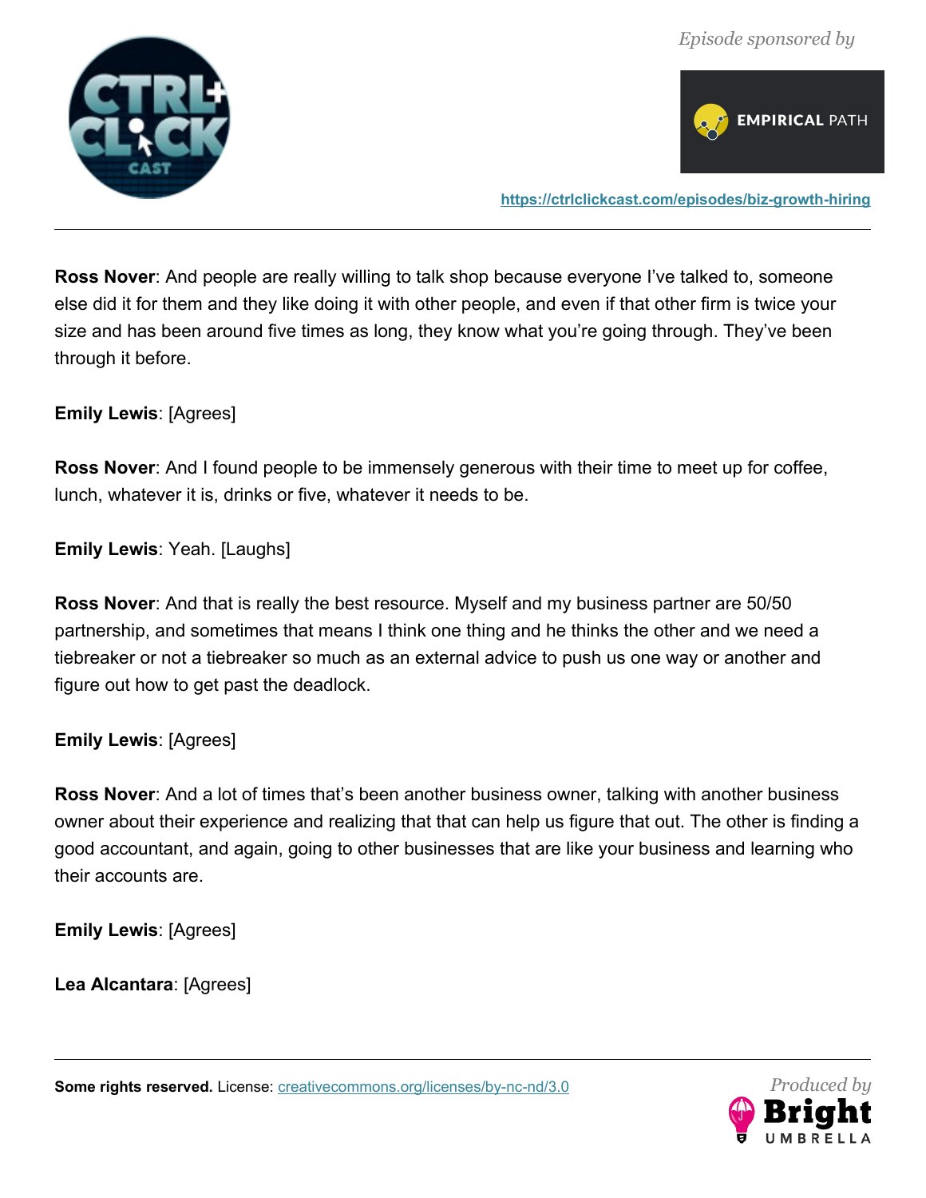**Ross Nover**: And people are really willing to talk shop because everyone I've talked to, someone else did it for them and they like doing it with other people, and even if that other firm is twice your size and has been around five times as long, they know what you're going through. They've been through it before.

**Emily Lewis**: [Agrees]

**Ross Nover**: And I found people to be immensely generous with their time to meet up for coffee, lunch, whatever it is, drinks or five, whatever it needs to be.

**Emily Lewis**: Yeah. [Laughs]

**Ross Nover**: And that is really the best resource. Myself and my business partner are 50/50 partnership, and sometimes that means I think one thing and he thinks the other and we need a tiebreaker or not a tiebreaker so much as an external advice to push us one way or another and figure out how to get past the deadlock.

**Emily Lewis**: [Agrees]

**Ross Nover**: And a lot of times that's been another business owner, talking with another business owner about their experience and realizing that that can help us figure that out. The other is finding a good accountant, and again, going to other businesses that are like your business and learning who their accounts are.

**Emily Lewis**: [Agrees]

**Lea Alcantara**: [Agrees]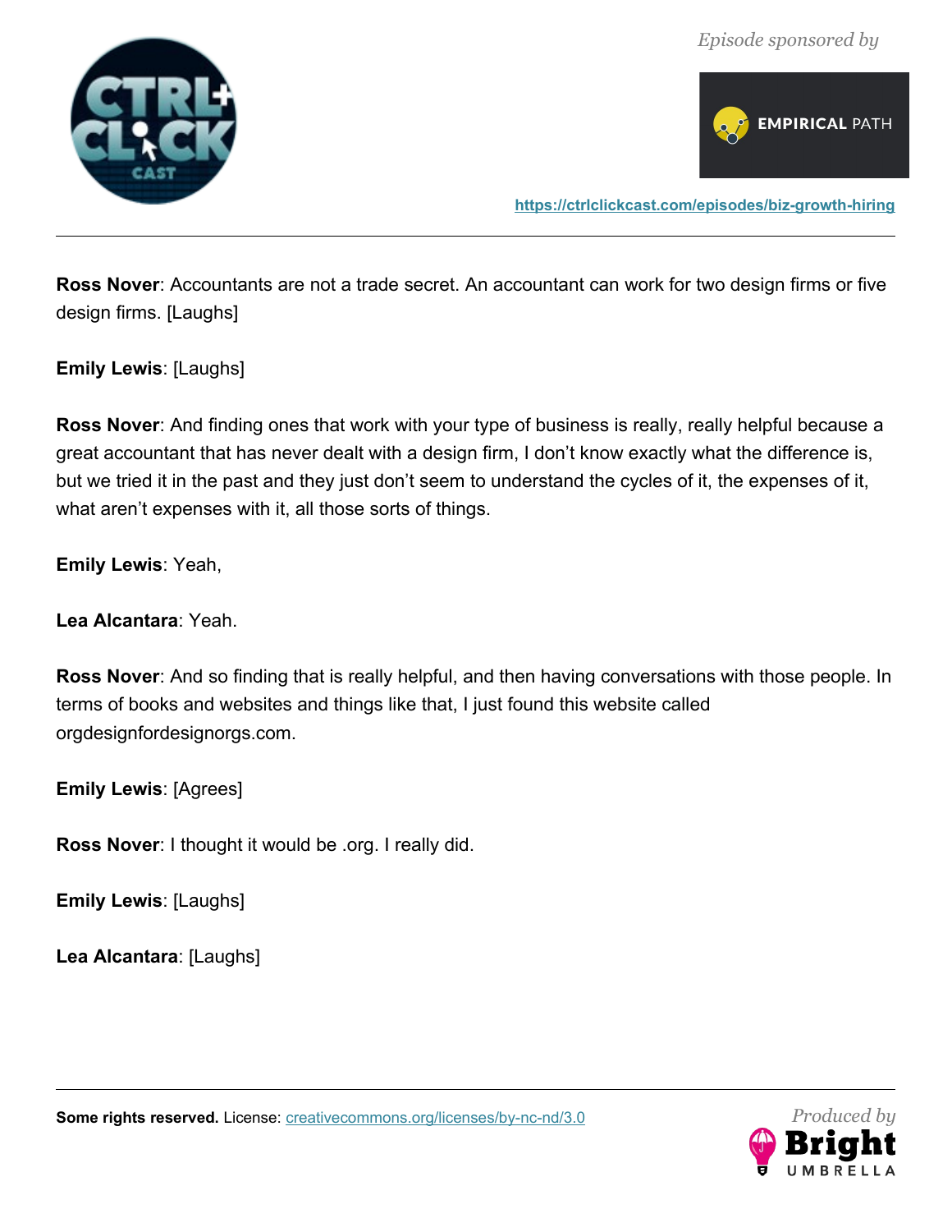**Ross Nover**: Accountants are not a trade secret. An accountant can work for two design firms or five design firms. [Laughs]

**Emily Lewis**: [Laughs]

**Ross Nover**: And finding ones that work with your type of business is really, really helpful because a great accountant that has never dealt with a design firm, I don't know exactly what the difference is, but we tried it in the past and they just don't seem to understand the cycles of it, the expenses of it, what aren't expenses with it, all those sorts of things.

**Emily Lewis**: Yeah,

**Lea Alcantara**: Yeah.

**Ross Nover**: And so finding that is really helpful, and then having conversations with those people. In terms of books and websites and things like that, I just found this website called orgdesignfordesignorgs.com.

**Emily Lewis**: [Agrees]

**Ross Nover**: I thought it would be .org. I really did.

**Emily Lewis**: [Laughs]

**Lea Alcantara**: [Laughs]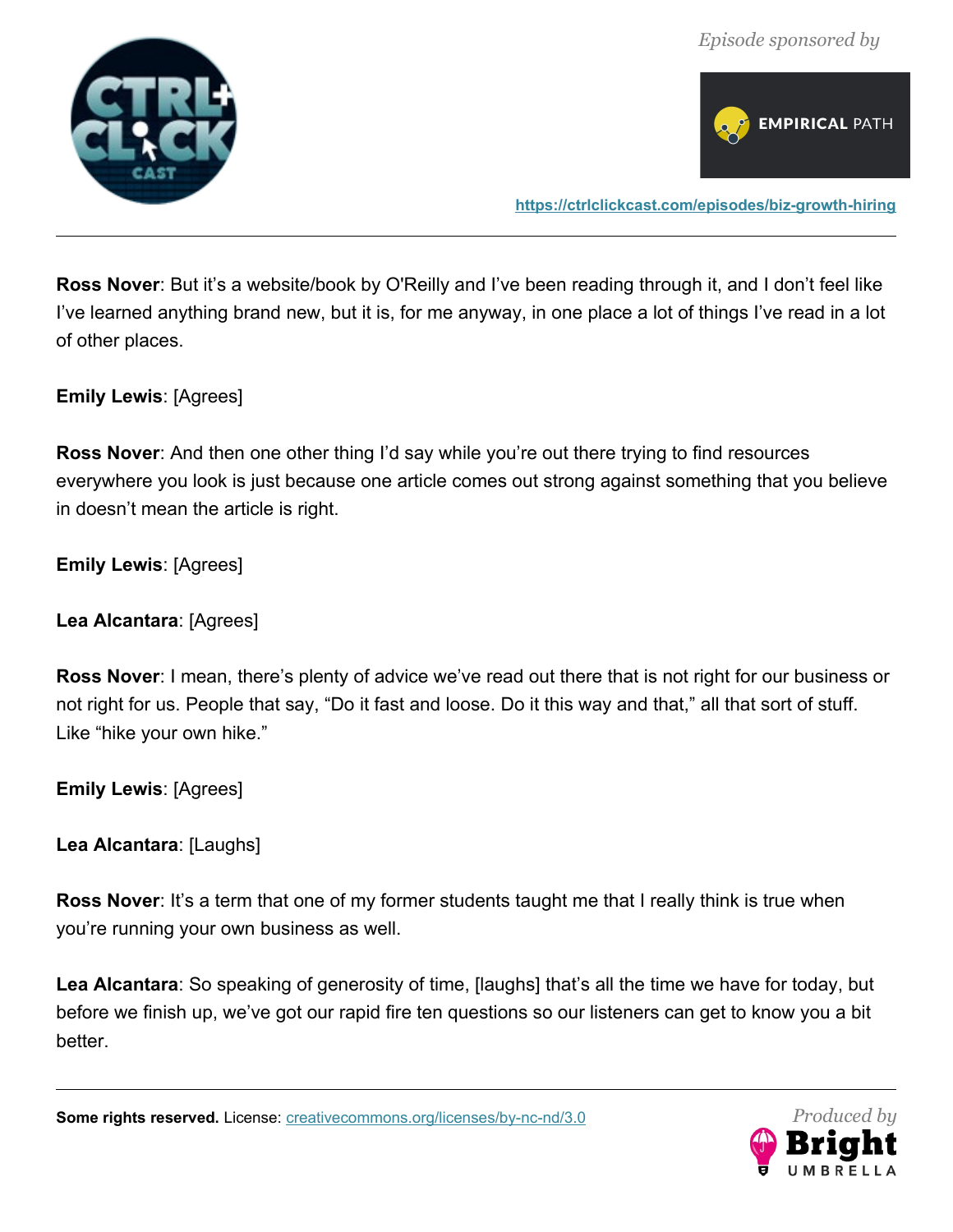**Ross Nover**: But it's a website/book by O'Reilly and I've been reading through it, and I don't feel like I've learned anything brand new, but it is, for me anyway, in one place a lot of things I've read in a lot of other places.

**Emily Lewis**: [Agrees]

**Ross Nover**: And then one other thing I'd say while you're out there trying to find resources everywhere you look is just because one article comes out strong against something that you believe in doesn't mean the article is right.

**Emily Lewis**: [Agrees]

**Lea Alcantara**: [Agrees]

**Ross Nover**: I mean, there's plenty of advice we've read out there that is not right for our business or not right for us. People that say, "Do it fast and loose. Do it this way and that," all that sort of stuff. Like "hike your own hike."

**Emily Lewis**: [Agrees]

**Lea Alcantara**: [Laughs]

**Ross Nover**: It's a term that one of my former students taught me that I really think is true when you're running your own business as well.

**Lea Alcantara**: So speaking of generosity of time, [laughs] that's all the time we have for today, but before we finish up, we've got our rapid fire ten questions so our listeners can get to know you a bit better.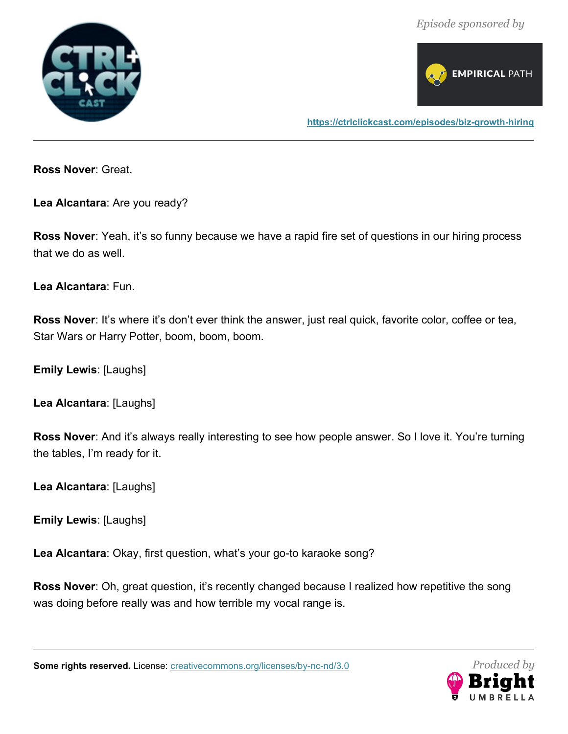**Ross Nover**: Great.

**Lea Alcantara**: Are you ready?

**Ross Nover**: Yeah, it's so funny because we have a rapid fire set of questions in our hiring process that we do as well.

**Lea Alcantara**: Fun.

**Ross Nover**: It's where it's don't ever think the answer, just real quick, favorite color, coffee or tea, Star Wars or Harry Potter, boom, boom, boom.

**Emily Lewis**: [Laughs]

**Lea Alcantara**: [Laughs]

**Ross Nover**: And it's always really interesting to see how people answer. So I love it. You're turning the tables, I'm ready for it.

**Lea Alcantara**: [Laughs]

**Emily Lewis**: [Laughs]

**Lea Alcantara**: Okay, first question, what's your go-to karaoke song?

**Ross Nover**: Oh, great question, it's recently changed because I realized how repetitive the song was doing before really was and how terrible my vocal range is.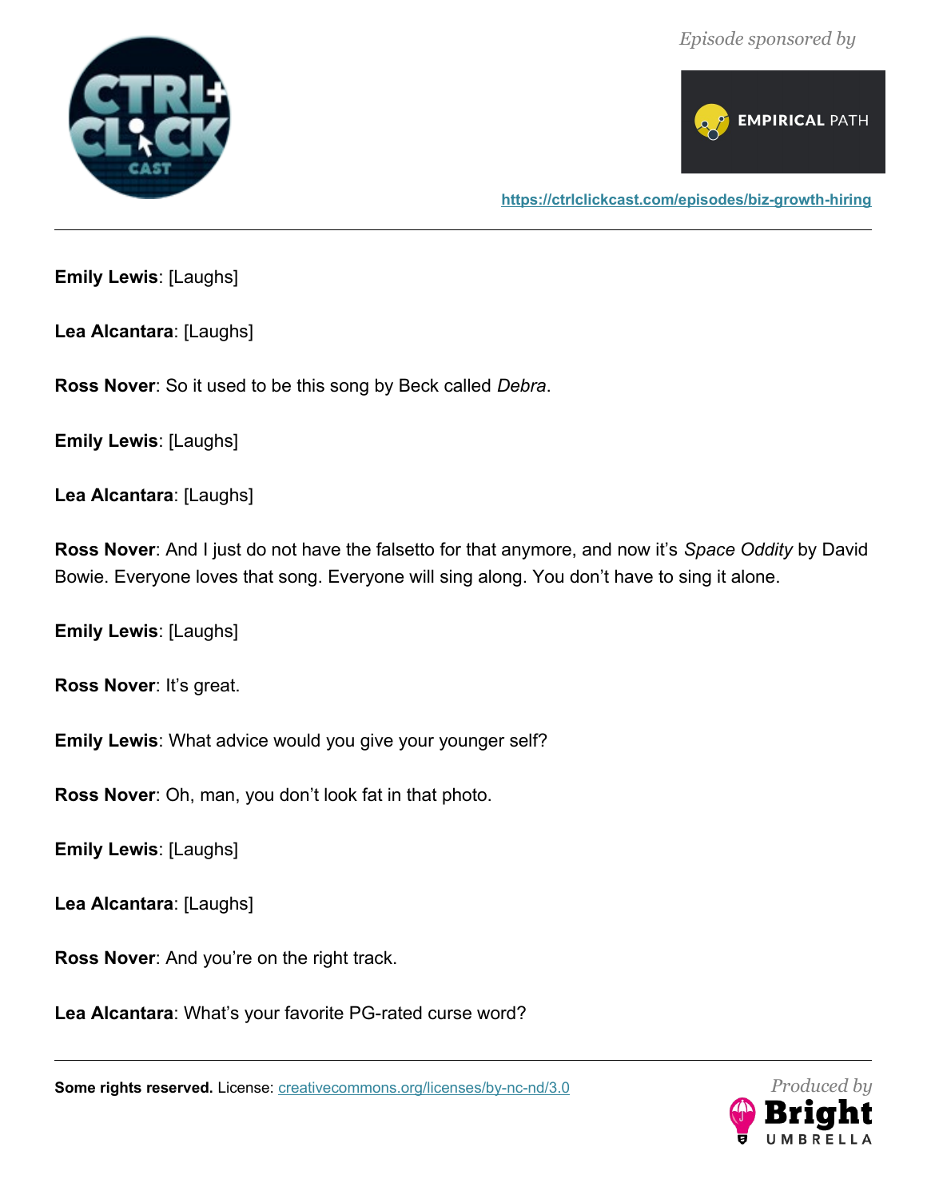**Emily Lewis**: [Laughs]

**Lea Alcantara**: [Laughs]

**Ross Nover**: So it used to be this song by Beck called *Debra*.

**Emily Lewis**: [Laughs]

**Lea Alcantara**: [Laughs]

**Ross Nover**: And I just do not have the falsetto for that anymore, and now it's *Space Oddity* by David Bowie. Everyone loves that song. Everyone will sing along. You don't have to sing it alone.

**Emily Lewis**: [Laughs]

**Ross Nover**: It's great.

**Emily Lewis**: What advice would you give your younger self?

**Ross Nover**: Oh, man, you don't look fat in that photo.

**Emily Lewis**: [Laughs]

**Lea Alcantara**: [Laughs]

**Ross Nover**: And you're on the right track.

**Lea Alcantara**: What's your favorite PG-rated curse word?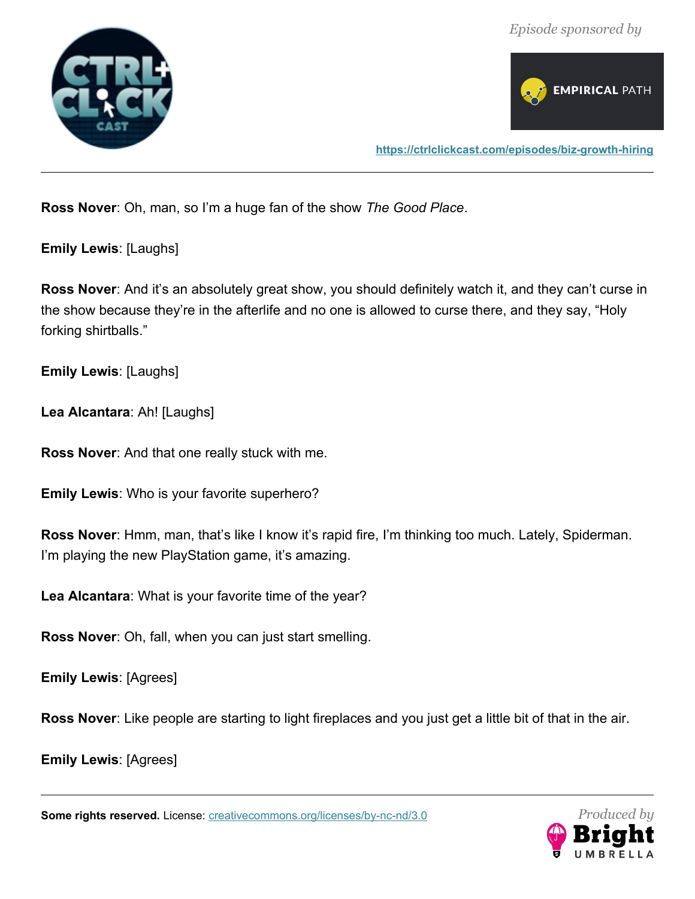**Ross Nover**: Oh, man, so I'm a huge fan of the show *The Good Place*.

**Emily Lewis**: [Laughs]

**Ross Nover**: And it's an absolutely great show, you should definitely watch it, and they can't curse in the show because they're in the afterlife and no one is allowed to curse there, and they say, "Holy forking shirtballs."

**Emily Lewis**: [Laughs]

**Lea Alcantara**: Ah! [Laughs]

**Ross Nover**: And that one really stuck with me.

**Emily Lewis**: Who is your favorite superhero?

**Ross Nover**: Hmm, man, that's like I know it's rapid fire, I'm thinking too much. Lately, Spiderman. I'm playing the new PlayStation game, it's amazing.

**Lea Alcantara**: What is your favorite time of the year?

**Ross Nover**: Oh, fall, when you can just start smelling.

**Emily Lewis**: [Agrees]

**Ross Nover**: Like people are starting to light fireplaces and you just get a little bit of that in the air.

**Emily Lewis**: [Agrees]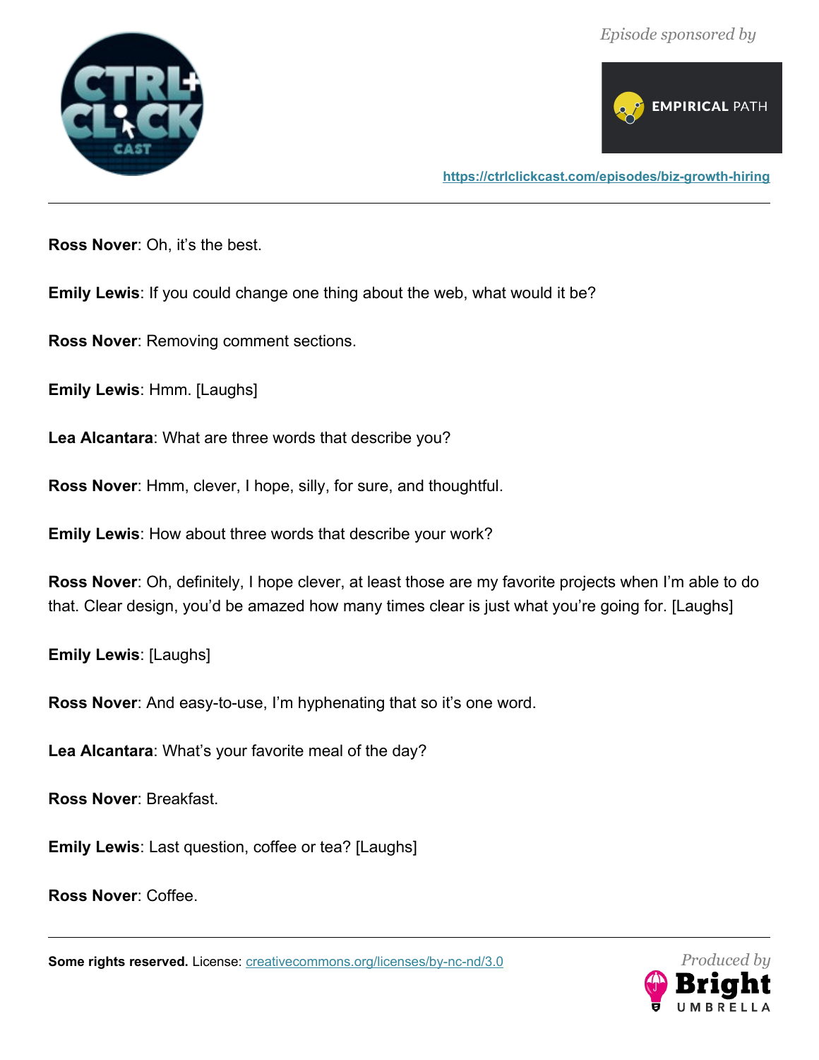**Ross Nover**: Oh, it's the best.

**Emily Lewis**: If you could change one thing about the web, what would it be?

**Ross Nover**: Removing comment sections.

**Emily Lewis**: Hmm. [Laughs]

**Lea Alcantara**: What are three words that describe you?

**Ross Nover**: Hmm, clever, I hope, silly, for sure, and thoughtful.

**Emily Lewis**: How about three words that describe your work?

**Ross Nover**: Oh, definitely, I hope clever, at least those are my favorite projects when I'm able to do that. Clear design, you'd be amazed how many times clear is just what you're going for. [Laughs]

**Emily Lewis**: [Laughs]

**Ross Nover**: And easy-to-use, I'm hyphenating that so it's one word.

**Lea Alcantara**: What's your favorite meal of the day?

**Ross Nover**: Breakfast.

**Emily Lewis**: Last question, coffee or tea? [Laughs]

**Ross Nover**: Coffee.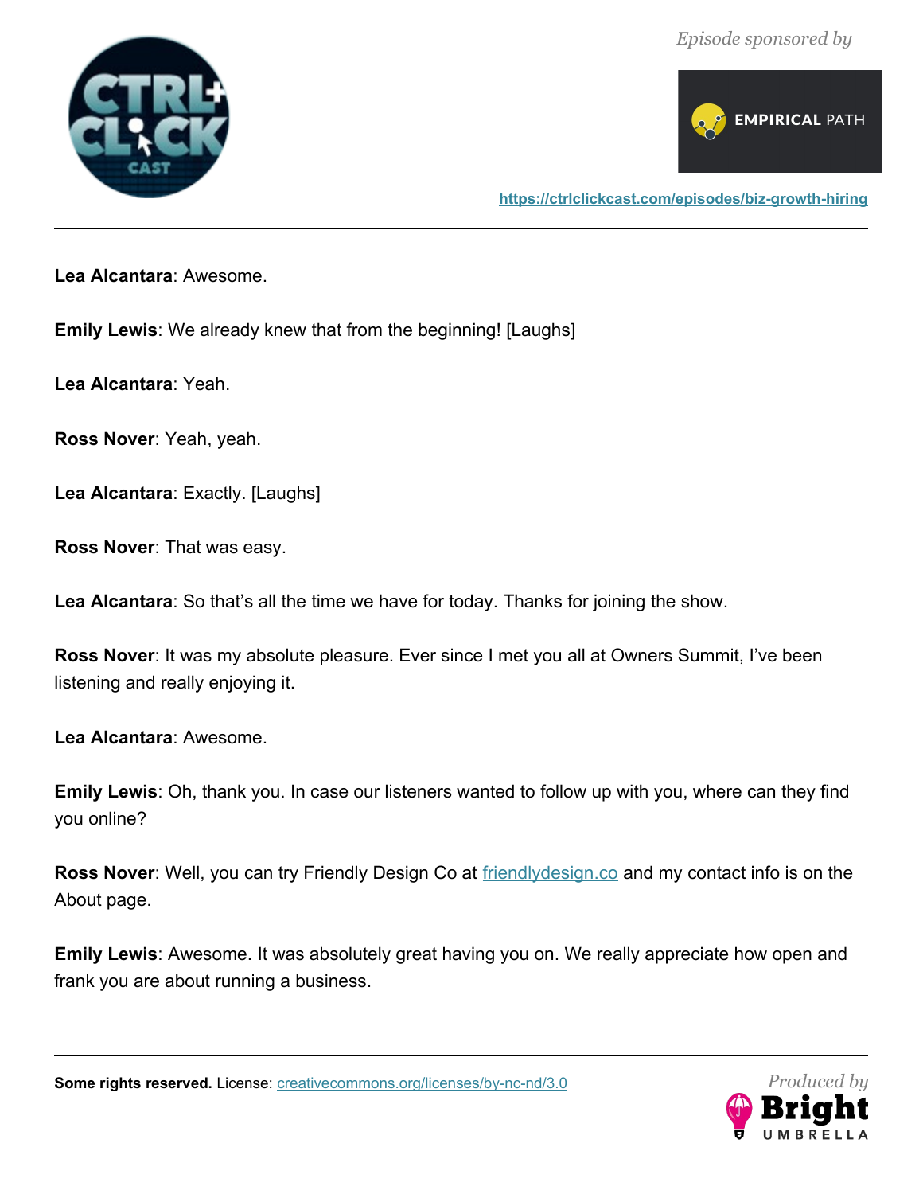**Lea Alcantara**: Awesome.

**Emily Lewis**: We already knew that from the beginning! [Laughs]

**Lea Alcantara**: Yeah.

**Ross Nover**: Yeah, yeah.

**Lea Alcantara**: Exactly. [Laughs]

**Ross Nover**: That was easy.

**Lea Alcantara**: So that's all the time we have for today. Thanks for joining the show.

**Ross Nover**: It was my absolute pleasure. Ever since I met you all at Owners Summit, I've been listening and really enjoying it.

**Lea Alcantara**: Awesome.

**Emily Lewis**: Oh, thank you. In case our listeners wanted to follow up with you, where can they find you online?

**Ross Nover**: Well, you can try Friendly Design Co at [friendlydesign.co](http://friendlydesign.co) and my contact info is on the About page.

**Emily Lewis**: Awesome. It was absolutely great having you on. We really appreciate how open and frank you are about running a business.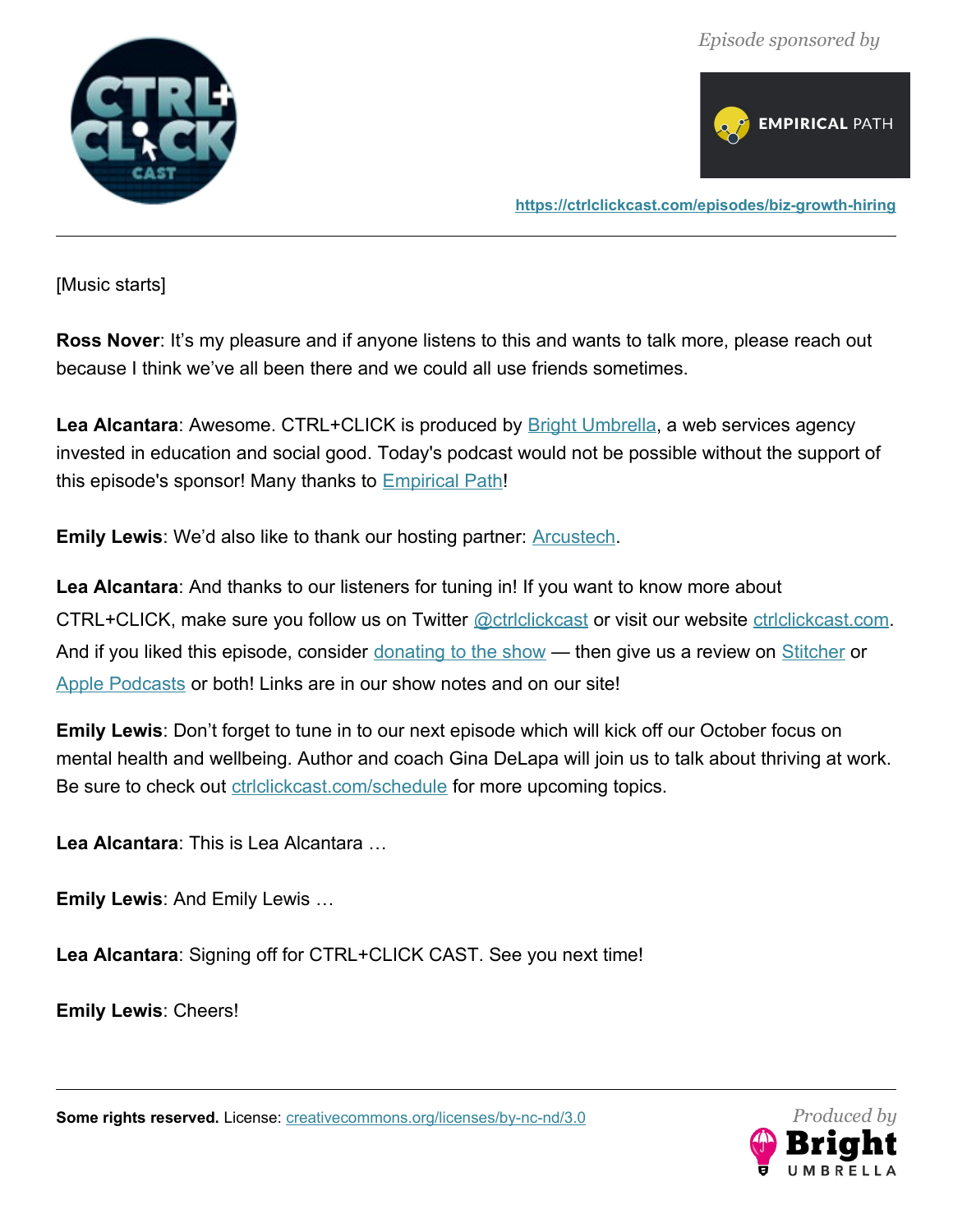[Music starts]

**Ross Nover**: It's my pleasure and if anyone listens to this and wants to talk more, please reach out because I think we've all been there and we could all use friends sometimes.

**Lea Alcantara**: Awesome. CTRL+CLICK is produced by Bright Umbrella, a web services agency invested in education and social good. Today's podcast would not be possible without the support of this episode's sponsor! Many thanks to Empirical Path!

**Emily Lewis**: We'd also like to thank our hosting partner: Arcustech.

**Lea Alcantara**: And thanks to our listeners for tuning in! If you want to know more about CTRL+CLICK, make sure you follow us on Twitter @ctrlclickcast or visit our website ctrlclickcast.com. And if you liked this episode, consider donating to the show — then give us a review on Stitcher or Apple Podcasts or both! Links are in our show notes and on our site!

**Emily Lewis**: Don't forget to tune in to our next episode which will kick off our October focus on mental health and wellbeing. Author and coach Gina DeLapa will join us to talk about thriving at work. Be sure to check out ctrlclickcast.com/schedule for more upcoming topics.

**Lea Alcantara**: This is Lea Alcantara …

**Emily Lewis**: And Emily Lewis …

**Lea Alcantara**: Signing off for CTRL+CLICK CAST. See you next time!

**Emily Lewis**: Cheers!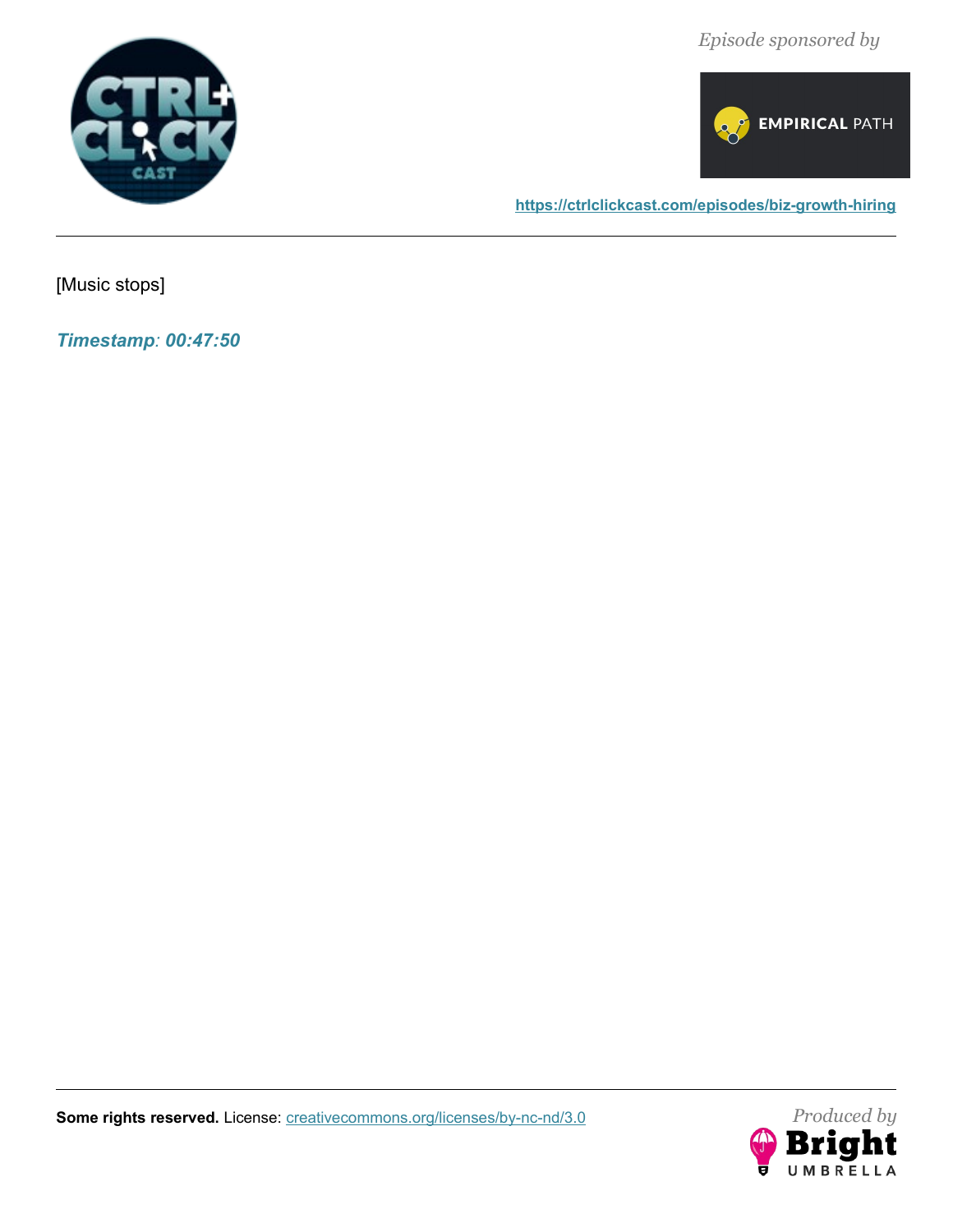[Music stops]

***Timestamp**: 00:47:50*